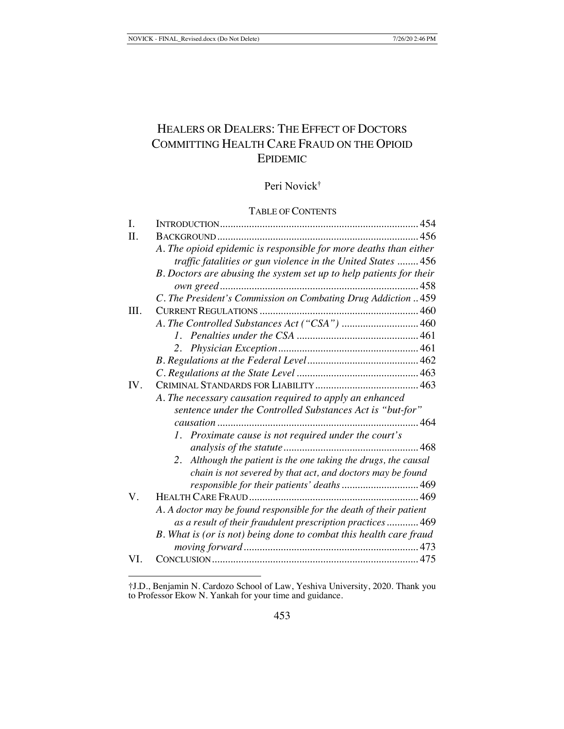# HEALERS OR DEALERS: THE EFFECT OF DOCTORS COMMITTING HEALTH CARE FRAUD ON THE OPIOID EPIDEMIC

Peri Novick†

TABLE OF CONTENTS

| | | |
|---|---|---|
| I. | INTRODUCTION | 454 |
| II. | BACKGROUND | 456 |
| | *A. The opioid epidemic is responsible for more deaths than either traffic fatalities or gun violence in the United States* | 456 |
| | *B. Doctors are abusing the system set up to help patients for their own greed* | 458 |
| | *C. The President's Commission on Combating Drug Addiction* | 459 |
| III. | CURRENT REGULATIONS | 460 |
| | *A. The Controlled Substances Act ("CSA")* | 460 |
| | *1. Penalties under the CSA* | 461 |
| | *2. Physician Exception* | 461 |
| | *B. Regulations at the Federal Level* | 462 |
| | *C. Regulations at the State Level* | 463 |
| IV. | CRIMINAL STANDARDS FOR LIABILITY | 463 |
| | *A. The necessary causation required to apply an enhanced sentence under the Controlled Substances Act is "but-for" causation* | 464 |
| | *1. Proximate cause is not required under the court's analysis of the statute* | 468 |
| | *2. Although the patient is the one taking the drugs, the causal chain is not severed by that act, and doctors may be found responsible for their patients' deaths* | 469 |
| V. | HEALTH CARE FRAUD | 469 |
| | *A. A doctor may be found responsible for the death of their patient as a result of their fraudulent prescription practices* | 469 |
| | *B. What is (or is not) being done to combat this health care fraud moving forward* | 473 |
| VI. | CONCLUSION | 475 |

†J.D., Benjamin N. Cardozo School of Law, Yeshiva University, 2020. Thank you to Professor Ekow N. Yankah for your time and guidance.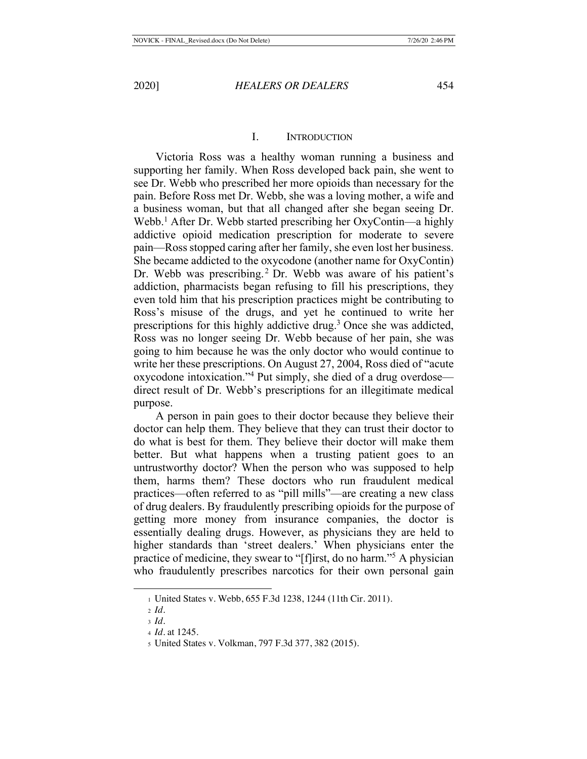## I. INTRODUCTION

Victoria Ross was a healthy woman running a business and supporting her family. When Ross developed back pain, she went to see Dr. Webb who prescribed her more opioids than necessary for the pain. Before Ross met Dr. Webb, she was a loving mother, a wife and a business woman, but that all changed after she began seeing Dr. Webb.[1] After Dr. Webb started prescribing her OxyContin—a highly addictive opioid medication prescription for moderate to severe pain—Ross stopped caring after her family, she even lost her business. She became addicted to the oxycodone (another name for OxyContin) Dr. Webb was prescribing.[2] Dr. Webb was aware of his patient's addiction, pharmacists began refusing to fill his prescriptions, they even told him that his prescription practices might be contributing to Ross's misuse of the drugs, and yet he continued to write her prescriptions for this highly addictive drug.[3] Once she was addicted, Ross was no longer seeing Dr. Webb because of her pain, she was going to him because he was the only doctor who would continue to write her these prescriptions. On August 27, 2004, Ross died of "acute oxycodone intoxication."[4] Put simply, she died of a drug overdose—direct result of Dr. Webb's prescriptions for an illegitimate medical purpose.

A person in pain goes to their doctor because they believe their doctor can help them. They believe that they can trust their doctor to do what is best for them. They believe their doctor will make them better. But what happens when a trusting patient goes to an untrustworthy doctor? When the person who was supposed to help them, harms them? These doctors who run fraudulent medical practices—often referred to as "pill mills"—are creating a new class of drug dealers. By fraudulently prescribing opioids for the purpose of getting more money from insurance companies, the doctor is essentially dealing drugs. However, as physicians they are held to higher standards than 'street dealers.' When physicians enter the practice of medicine, they swear to "[f]irst, do no harm."[5] A physician who fraudulently prescribes narcotics for their own personal gain

---

1 United States v. Webb, 655 F.3d 1238, 1244 (11th Cir. 2011).

2 *Id.*

3 *Id.*

4 *Id.* at 1245.

5 United States v. Volkman, 797 F.3d 377, 382 (2015).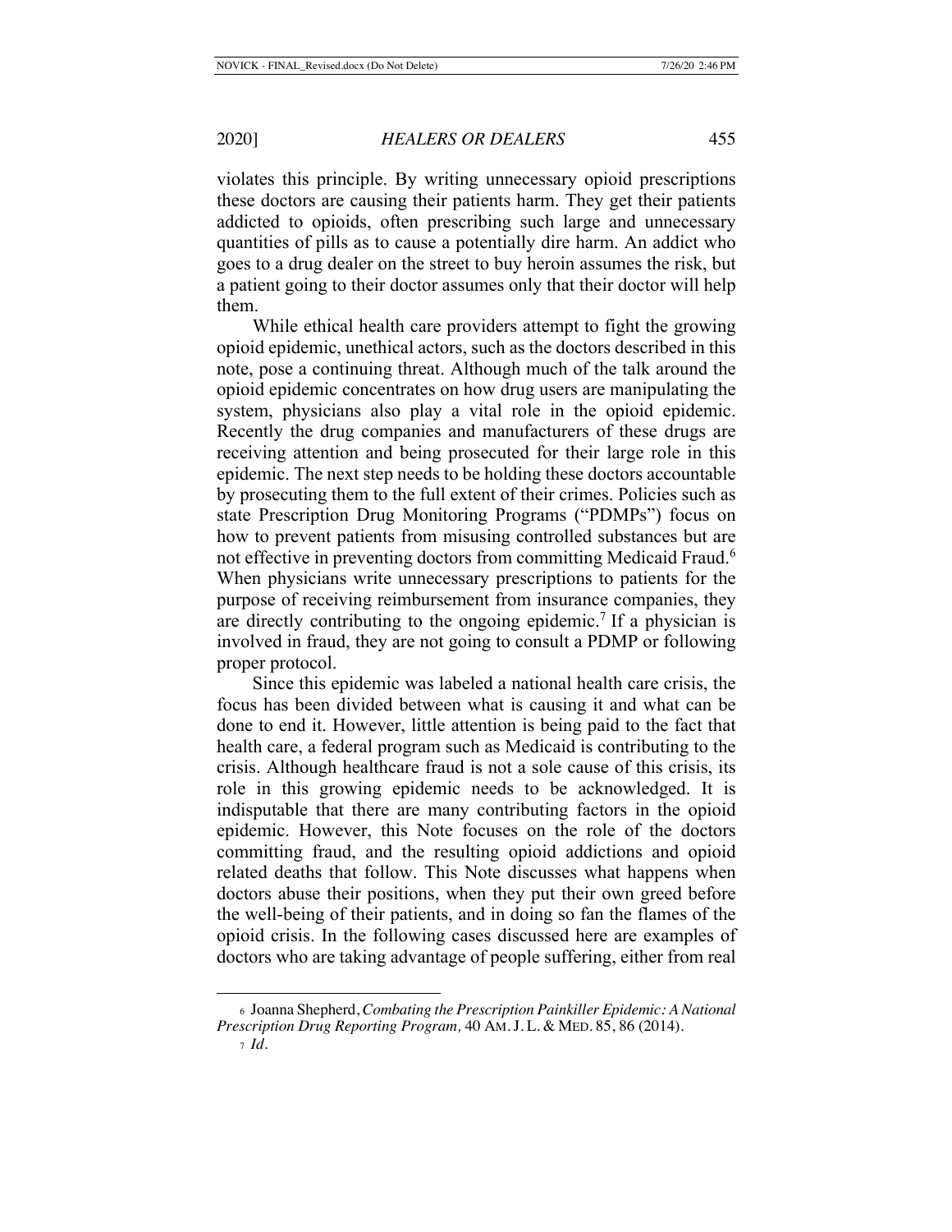violates this principle. By writing unnecessary opioid prescriptions these doctors are causing their patients harm. They get their patients addicted to opioids, often prescribing such large and unnecessary quantities of pills as to cause a potentially dire harm. An addict who goes to a drug dealer on the street to buy heroin assumes the risk, but a patient going to their doctor assumes only that their doctor will help them.

While ethical health care providers attempt to fight the growing opioid epidemic, unethical actors, such as the doctors described in this note, pose a continuing threat. Although much of the talk around the opioid epidemic concentrates on how drug users are manipulating the system, physicians also play a vital role in the opioid epidemic. Recently the drug companies and manufacturers of these drugs are receiving attention and being prosecuted for their large role in this epidemic. The next step needs to be holding these doctors accountable by prosecuting them to the full extent of their crimes. Policies such as state Prescription Drug Monitoring Programs ("PDMPs") focus on how to prevent patients from misusing controlled substances but are not effective in preventing doctors from committing Medicaid Fraud.[6] When physicians write unnecessary prescriptions to patients for the purpose of receiving reimbursement from insurance companies, they are directly contributing to the ongoing epidemic.[7] If a physician is involved in fraud, they are not going to consult a PDMP or following proper protocol.

Since this epidemic was labeled a national health care crisis, the focus has been divided between what is causing it and what can be done to end it. However, little attention is being paid to the fact that health care, a federal program such as Medicaid is contributing to the crisis. Although healthcare fraud is not a sole cause of this crisis, its role in this growing epidemic needs to be acknowledged. It is indisputable that there are many contributing factors in the opioid epidemic. However, this Note focuses on the role of the doctors committing fraud, and the resulting opioid addictions and opioid related deaths that follow. This Note discusses what happens when doctors abuse their positions, when they put their own greed before the well-being of their patients, and in doing so fan the flames of the opioid crisis. In the following cases discussed here are examples of doctors who are taking advantage of people suffering, either from real

---

[6] Joanna Shepherd, *Combating the Prescription Painkiller Epidemic: A National Prescription Drug Reporting Program*, 40 AM. J. L. & MED. 85, 86 (2014).

[7] *Id*.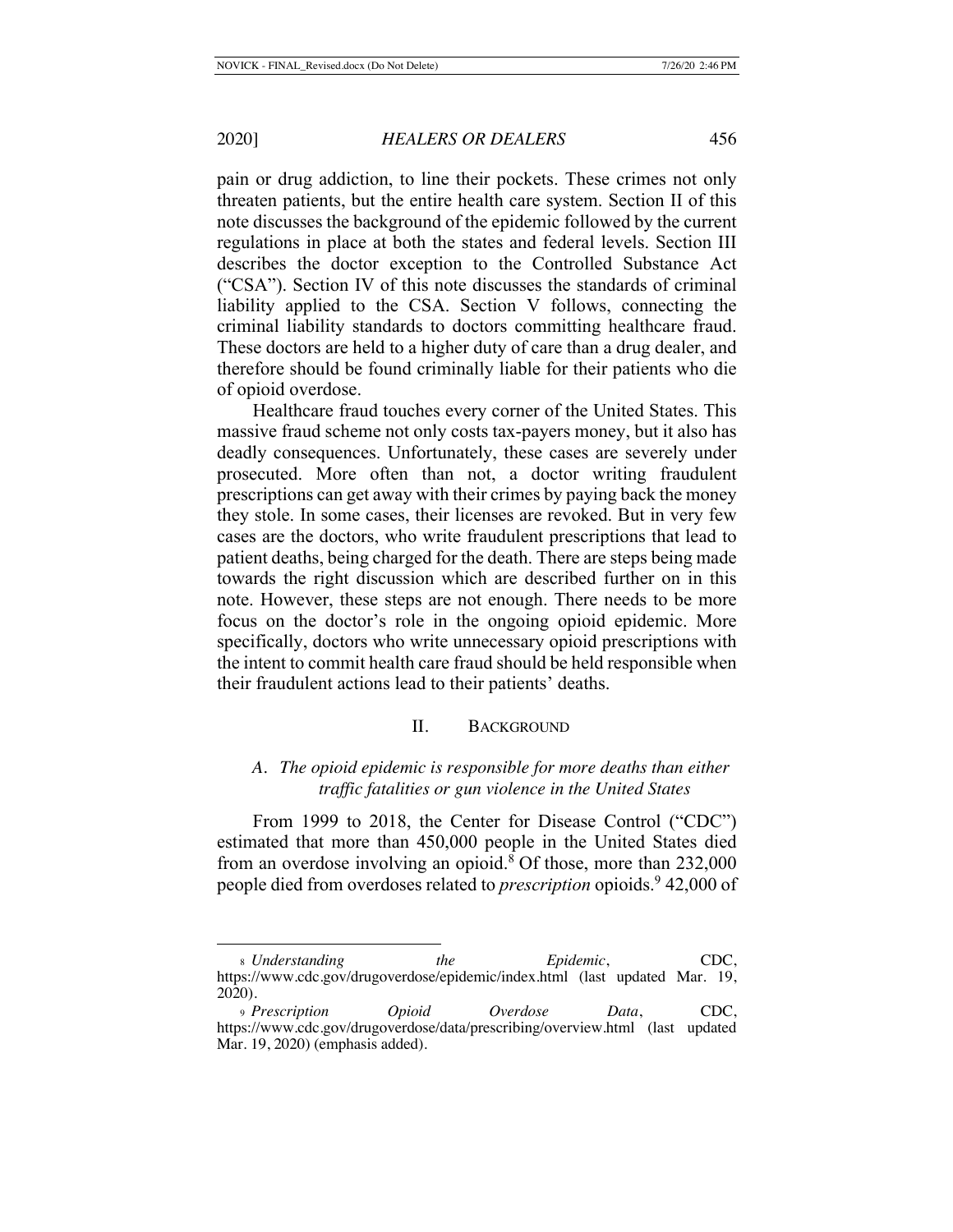pain or drug addiction, to line their pockets. These crimes not only threaten patients, but the entire health care system. Section II of this note discusses the background of the epidemic followed by the current regulations in place at both the states and federal levels. Section III describes the doctor exception to the Controlled Substance Act ("CSA"). Section IV of this note discusses the standards of criminal liability applied to the CSA. Section V follows, connecting the criminal liability standards to doctors committing healthcare fraud. These doctors are held to a higher duty of care than a drug dealer, and therefore should be found criminally liable for their patients who die of opioid overdose.

Healthcare fraud touches every corner of the United States. This massive fraud scheme not only costs tax-payers money, but it also has deadly consequences. Unfortunately, these cases are severely under prosecuted. More often than not, a doctor writing fraudulent prescriptions can get away with their crimes by paying back the money they stole. In some cases, their licenses are revoked. But in very few cases are the doctors, who write fraudulent prescriptions that lead to patient deaths, being charged for the death. There are steps being made towards the right discussion which are described further on in this note. However, these steps are not enough. There needs to be more focus on the doctor's role in the ongoing opioid epidemic. More specifically, doctors who write unnecessary opioid prescriptions with the intent to commit health care fraud should be held responsible when their fraudulent actions lead to their patients' deaths.

## II. Background

### A. *The opioid epidemic is responsible for more deaths than either traffic fatalities or gun violence in the United States*

From 1999 to 2018, the Center for Disease Control ("CDC") estimated that more than 450,000 people in the United States died from an overdose involving an opioid.[8] Of those, more than 232,000 people died from overdoses related to *prescription* opioids.[9] 42,000 of

---

[8] *Understanding the Epidemic*, CDC, https://www.cdc.gov/drugoverdose/epidemic/index.html (last updated Mar. 19, 2020).

[9] *Prescription Opioid Overdose Data*, CDC, https://www.cdc.gov/drugoverdose/data/prescribing/overview.html (last updated Mar. 19, 2020) (emphasis added).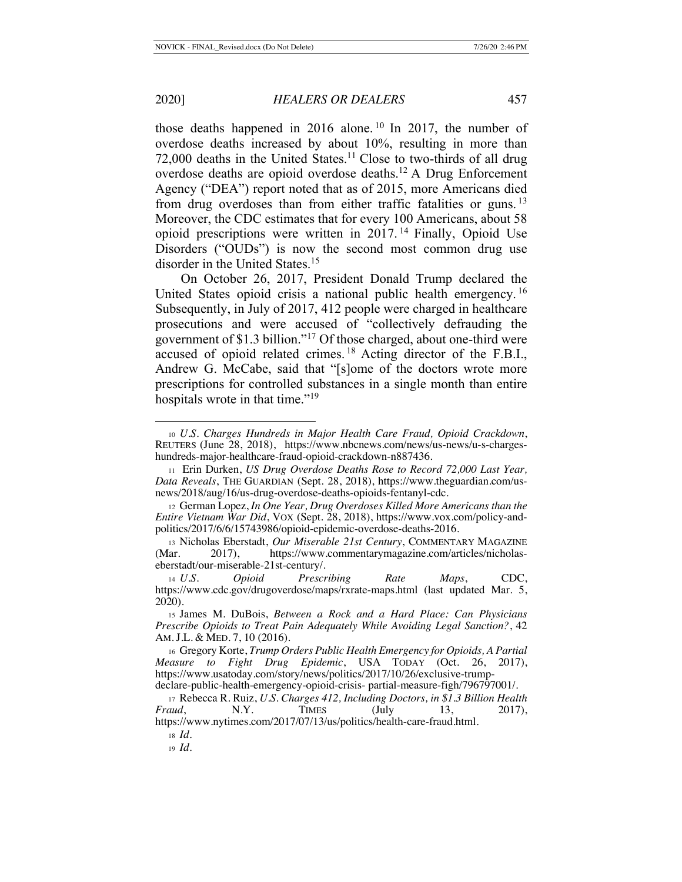those deaths happened in 2016 alone.[10] In 2017, the number of overdose deaths increased by about 10%, resulting in more than 72,000 deaths in the United States.[11] Close to two-thirds of all drug overdose deaths are opioid overdose deaths.[12] A Drug Enforcement Agency ("DEA") report noted that as of 2015, more Americans died from drug overdoses than from either traffic fatalities or guns.[13] Moreover, the CDC estimates that for every 100 Americans, about 58 opioid prescriptions were written in 2017.[14] Finally, Opioid Use Disorders ("OUDs") is now the second most common drug use disorder in the United States.[15]

On October 26, 2017, President Donald Trump declared the United States opioid crisis a national public health emergency.[16] Subsequently, in July of 2017, 412 people were charged in healthcare prosecutions and were accused of "collectively defrauding the government of $1.3 billion."[17] Of those charged, about one-third were accused of opioid related crimes.[18] Acting director of the F.B.I., Andrew G. McCabe, said that "[s]ome of the doctors wrote more prescriptions for controlled substances in a single month than entire hospitals wrote in that time."[19]

---

[10] *U.S. Charges Hundreds in Major Health Care Fraud, Opioid Crackdown*, REUTERS (June 28, 2018), https://www.nbcnews.com/news/us-news/u-s-charges-hundreds-major-healthcare-fraud-opioid-crackdown-n887436.

[11] Erin Durken, *US Drug Overdose Deaths Rose to Record 72,000 Last Year, Data Reveals*, THE GUARDIAN (Sept. 28, 2018), https://www.theguardian.com/us-news/2018/aug/16/us-drug-overdose-deaths-opioids-fentanyl-cdc.

[12] German Lopez, *In One Year, Drug Overdoses Killed More Americans than the Entire Vietnam War Did*, VOX (Sept. 28, 2018), https://www.vox.com/policy-and-politics/2017/6/6/15743986/opioid-epidemic-overdose-deaths-2016.

[13] Nicholas Eberstadt, *Our Miserable 21st Century*, COMMENTARY MAGAZINE (Mar. 2017), https://www.commentarymagazine.com/articles/nicholas-eberstadt/our-miserable-21st-century/.

[14] *U.S. Opioid Prescribing Rate Maps*, CDC, https://www.cdc.gov/drugoverdose/maps/rxrate-maps.html (last updated Mar. 5, 2020).

[15] James M. DuBois, *Between a Rock and a Hard Place: Can Physicians Prescribe Opioids to Treat Pain Adequately While Avoiding Legal Sanction?*, 42 AM. J.L. & MED. 7, 10 (2016).

[16] Gregory Korte, *Trump Orders Public Health Emergency for Opioids, A Partial Measure to Fight Drug Epidemic*, USA TODAY (Oct. 26, 2017), https://www.usatoday.com/story/news/politics/2017/10/26/exclusive-trump-declare-public-health-emergency-opioid-crisis- partial-measure-figh/796797001/.

[17] Rebecca R. Ruiz, *U.S. Charges 412, Including Doctors, in $1.3 Billion Health Fraud*, N.Y. TIMES (July 13, 2017), https://www.nytimes.com/2017/07/13/us/politics/health-care-fraud.html.

[18] *Id.*

[19] *Id.*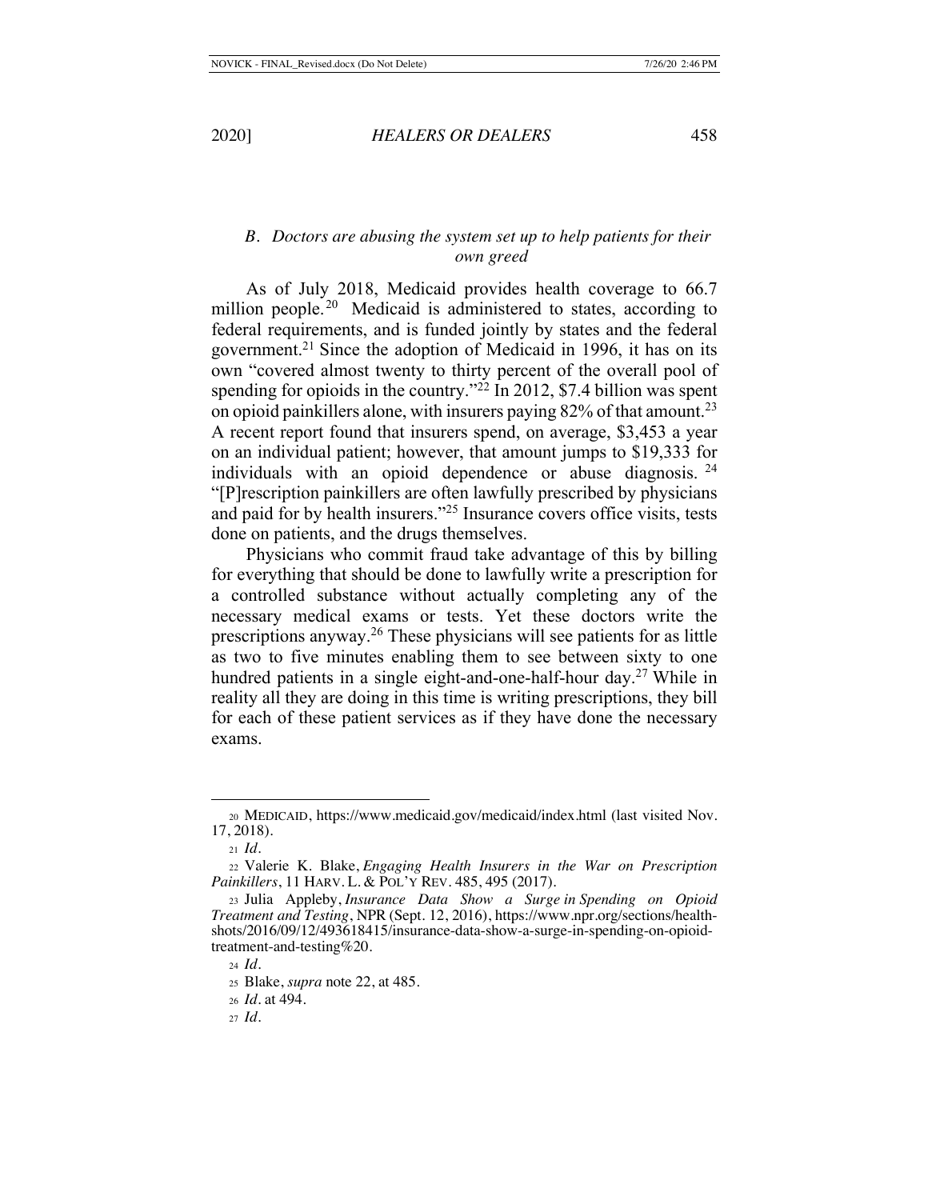### *B. Doctors are abusing the system set up to help patients for their own greed*

As of July 2018, Medicaid provides health coverage to 66.7 million people.[20] Medicaid is administered to states, according to federal requirements, and is funded jointly by states and the federal government.[21] Since the adoption of Medicaid in 1996, it has on its own "covered almost twenty to thirty percent of the overall pool of spending for opioids in the country."[22] In 2012, $7.4 billion was spent on opioid painkillers alone, with insurers paying 82% of that amount.[23] A recent report found that insurers spend, on average, $3,453 a year on an individual patient; however, that amount jumps to $19,333 for individuals with an opioid dependence or abuse diagnosis.[24] "[P]rescription painkillers are often lawfully prescribed by physicians and paid for by health insurers."[25] Insurance covers office visits, tests done on patients, and the drugs themselves.

Physicians who commit fraud take advantage of this by billing for everything that should be done to lawfully write a prescription for a controlled substance without actually completing any of the necessary medical exams or tests. Yet these doctors write the prescriptions anyway.[26] These physicians will see patients for as little as two to five minutes enabling them to see between sixty to one hundred patients in a single eight-and-one-half-hour day.[27] While in reality all they are doing in this time is writing prescriptions, they bill for each of these patient services as if they have done the necessary exams.

---

20 MEDICAID, https://www.medicaid.gov/medicaid/index.html (last visited Nov. 17, 2018).

21 *Id.*

22 Valerie K. Blake, *Engaging Health Insurers in the War on Prescription Painkillers*, 11 HARV. L. & POL'Y REV. 485, 495 (2017).

23 Julia Appleby, *Insurance Data Show a Surge in Spending on Opioid Treatment and Testing*, NPR (Sept. 12, 2016), https://www.npr.org/sections/health-shots/2016/09/12/493618415/insurance-data-show-a-surge-in-spending-on-opioid-treatment-and-testing%20.

24 *Id.*

25 Blake, *supra* note 22, at 485.

26 *Id.* at 494.

27 *Id.*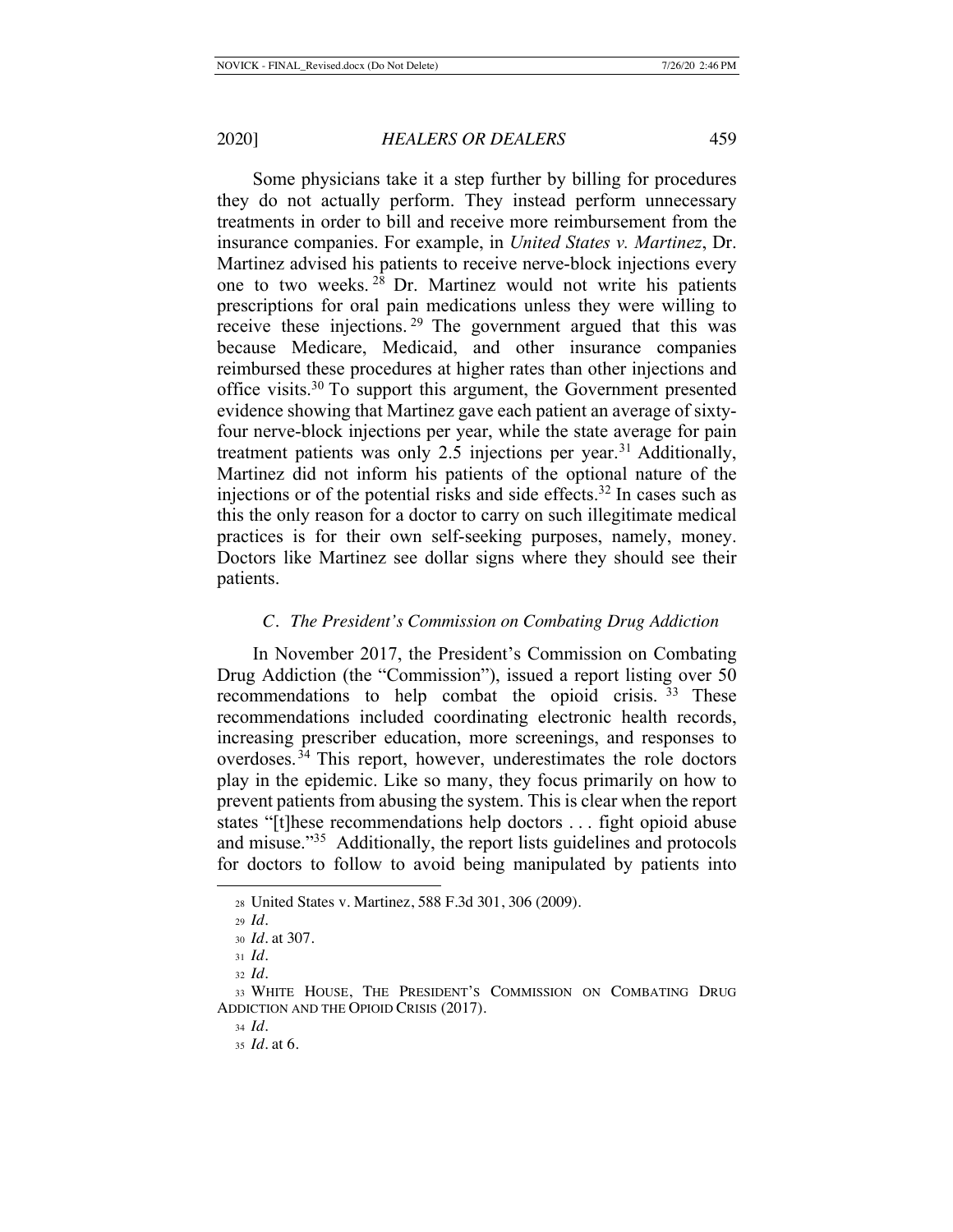Some physicians take it a step further by billing for procedures they do not actually perform. They instead perform unnecessary treatments in order to bill and receive more reimbursement from the insurance companies. For example, in *United States v. Martinez*, Dr. Martinez advised his patients to receive nerve-block injections every one to two weeks.[28] Dr. Martinez would not write his patients prescriptions for oral pain medications unless they were willing to receive these injections.[29] The government argued that this was because Medicare, Medicaid, and other insurance companies reimbursed these procedures at higher rates than other injections and office visits.[30] To support this argument, the Government presented evidence showing that Martinez gave each patient an average of sixty-four nerve-block injections per year, while the state average for pain treatment patients was only 2.5 injections per year.[31] Additionally, Martinez did not inform his patients of the optional nature of the injections or of the potential risks and side effects.[32] In cases such as this the only reason for a doctor to carry on such illegitimate medical practices is for their own self-seeking purposes, namely, money. Doctors like Martinez see dollar signs where they should see their patients.

### *C. The President's Commission on Combating Drug Addiction*

In November 2017, the President's Commission on Combating Drug Addiction (the "Commission"), issued a report listing over 50 recommendations to help combat the opioid crisis.[33] These recommendations included coordinating electronic health records, increasing prescriber education, more screenings, and responses to overdoses.[34] This report, however, underestimates the role doctors play in the epidemic. Like so many, they focus primarily on how to prevent patients from abusing the system. This is clear when the report states "[t]hese recommendations help doctors . . . fight opioid abuse and misuse."[35] Additionally, the report lists guidelines and protocols for doctors to follow to avoid being manipulated by patients into

---

28 United States v. Martinez, 588 F.3d 301, 306 (2009).

29 *Id.*

30 *Id.* at 307.

31 *Id.*

32 *Id.*

33 WHITE HOUSE, THE PRESIDENT'S COMMISSION ON COMBATING DRUG ADDICTION AND THE OPIOID CRISIS (2017).

34 *Id.*

35 *Id.* at 6.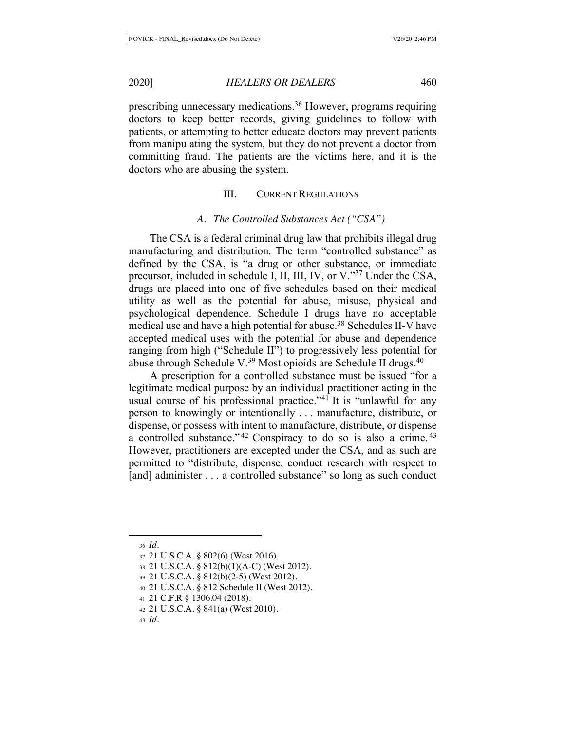prescribing unnecessary medications.[36] However, programs requiring doctors to keep better records, giving guidelines to follow with patients, or attempting to better educate doctors may prevent patients from manipulating the system, but they do not prevent a doctor from committing fraud. The patients are the victims here, and it is the doctors who are abusing the system.

## III. Current Regulations

### *A. The Controlled Substances Act ("CSA")*

The CSA is a federal criminal drug law that prohibits illegal drug manufacturing and distribution. The term "controlled substance" as defined by the CSA, is "a drug or other substance, or immediate precursor, included in schedule I, II, III, IV, or V."[37] Under the CSA, drugs are placed into one of five schedules based on their medical utility as well as the potential for abuse, misuse, physical and psychological dependence. Schedule I drugs have no acceptable medical use and have a high potential for abuse.[38] Schedules II-V have accepted medical uses with the potential for abuse and dependence ranging from high ("Schedule II") to progressively less potential for abuse through Schedule V.[39] Most opioids are Schedule II drugs.[40]

A prescription for a controlled substance must be issued "for a legitimate medical purpose by an individual practitioner acting in the usual course of his professional practice."[41] It is "unlawful for any person to knowingly or intentionally . . . manufacture, distribute, or dispense, or possess with intent to manufacture, distribute, or dispense a controlled substance."[42] Conspiracy to do so is also a crime.[43] However, practitioners are excepted under the CSA, and as such are permitted to "distribute, dispense, conduct research with respect to [and] administer . . . a controlled substance" so long as such conduct

---

36 *Id.*

37 21 U.S.C.A. § 802(6) (West 2016).

38 21 U.S.C.A. § 812(b)(1)(A-C) (West 2012).

39 21 U.S.C.A. § 812(b)(2-5) (West 2012).

40 21 U.S.C.A. § 812 Schedule II (West 2012).

41 21 C.F.R § 1306.04 (2018).

42 21 U.S.C.A. § 841(a) (West 2010).

43 *Id.*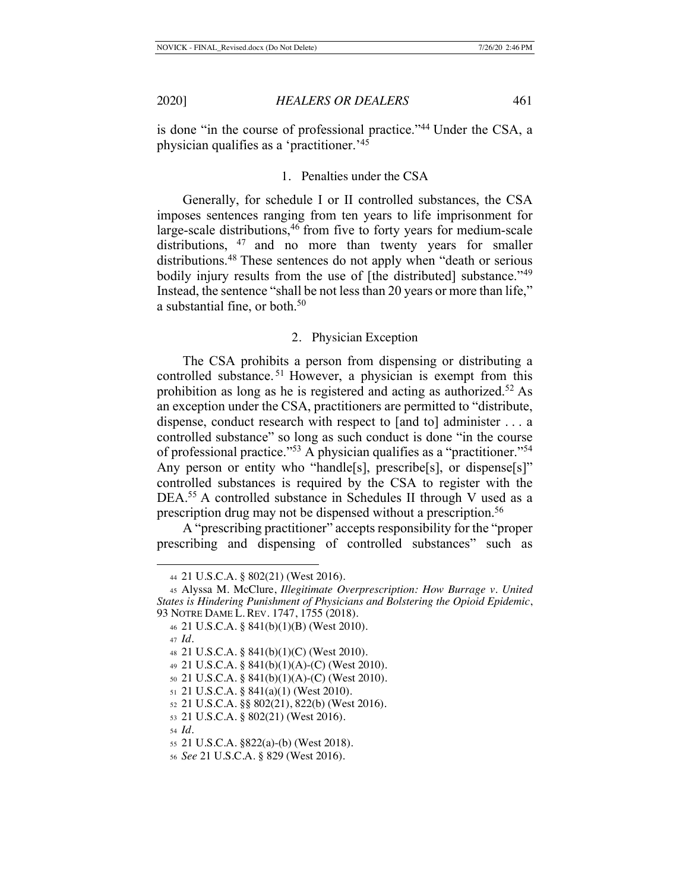is done "in the course of professional practice."[44] Under the CSA, a physician qualifies as a 'practitioner.'[45]

### 1. Penalties under the CSA

Generally, for schedule I or II controlled substances, the CSA imposes sentences ranging from ten years to life imprisonment for large-scale distributions,[46] from five to forty years for medium-scale distributions, [47] and no more than twenty years for smaller distributions.[48] These sentences do not apply when "death or serious bodily injury results from the use of [the distributed] substance."[49] Instead, the sentence "shall be not less than 20 years or more than life," a substantial fine, or both.[50]

### 2. Physician Exception

The CSA prohibits a person from dispensing or distributing a controlled substance.[51] However, a physician is exempt from this prohibition as long as he is registered and acting as authorized.[52] As an exception under the CSA, practitioners are permitted to "distribute, dispense, conduct research with respect to [and to] administer . . . a controlled substance" so long as such conduct is done "in the course of professional practice."[53] A physician qualifies as a "practitioner."[54] Any person or entity who "handle[s], prescribe[s], or dispense[s]" controlled substances is required by the CSA to register with the DEA.[55] A controlled substance in Schedules II through V used as a prescription drug may not be dispensed without a prescription.[56]

A "prescribing practitioner" accepts responsibility for the "proper prescribing and dispensing of controlled substances" such as

---

44 21 U.S.C.A. § 802(21) (West 2016).

45 Alyssa M. McClure, *Illegitimate Overprescription: How Burrage v. United States is Hindering Punishment of Physicians and Bolstering the Opioid Epidemic*, 93 NOTRE DAME L. REV. 1747, 1755 (2018).

46 21 U.S.C.A. § 841(b)(1)(B) (West 2010).

47 *Id.*

48 21 U.S.C.A. § 841(b)(1)(C) (West 2010).

49 21 U.S.C.A. § 841(b)(1)(A)-(C) (West 2010).

50 21 U.S.C.A. § 841(b)(1)(A)-(C) (West 2010).

51 21 U.S.C.A. § 841(a)(1) (West 2010).

52 21 U.S.C.A. §§ 802(21), 822(b) (West 2016).

53 21 U.S.C.A. § 802(21) (West 2016).

54 *Id.*

55 21 U.S.C.A. §822(a)-(b) (West 2018).

56 *See* 21 U.S.C.A. § 829 (West 2016).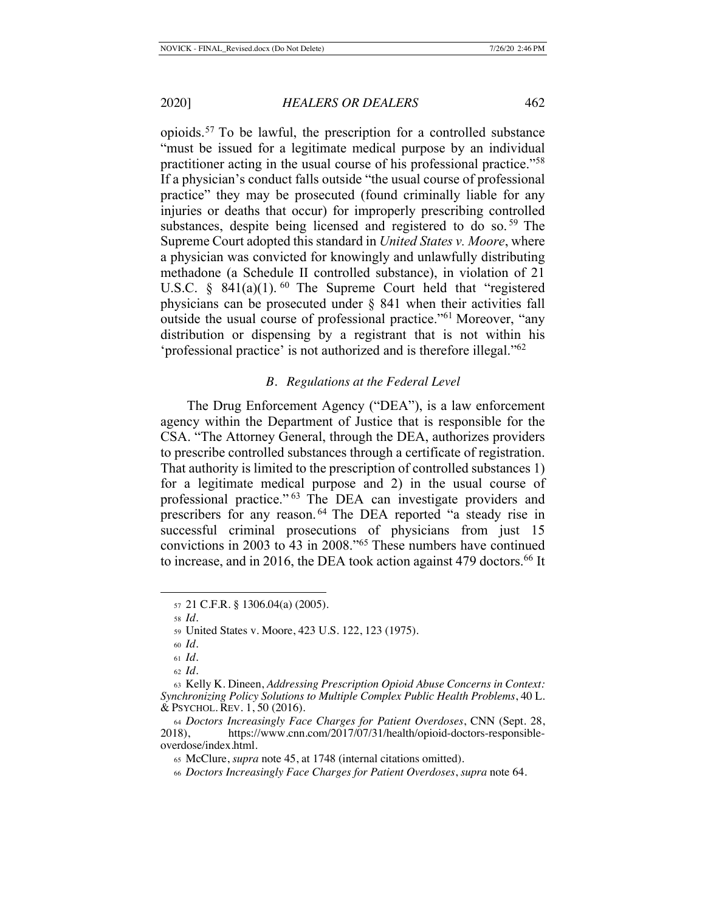opioids.[57] To be lawful, the prescription for a controlled substance "must be issued for a legitimate medical purpose by an individual practitioner acting in the usual course of his professional practice."[58] If a physician's conduct falls outside "the usual course of professional practice" they may be prosecuted (found criminally liable for any injuries or deaths that occur) for improperly prescribing controlled substances, despite being licensed and registered to do so.[59] The Supreme Court adopted this standard in *United States v. Moore*, where a physician was convicted for knowingly and unlawfully distributing methadone (a Schedule II controlled substance), in violation of 21 U.S.C. § 841(a)(1).[60] The Supreme Court held that "registered physicians can be prosecuted under § 841 when their activities fall outside the usual course of professional practice."[61] Moreover, "any distribution or dispensing by a registrant that is not within his 'professional practice' is not authorized and is therefore illegal."[62]

### *B. Regulations at the Federal Level*

The Drug Enforcement Agency ("DEA"), is a law enforcement agency within the Department of Justice that is responsible for the CSA. "The Attorney General, through the DEA, authorizes providers to prescribe controlled substances through a certificate of registration. That authority is limited to the prescription of controlled substances 1) for a legitimate medical purpose and 2) in the usual course of professional practice."[63] The DEA can investigate providers and prescribers for any reason.[64] The DEA reported "a steady rise in successful criminal prosecutions of physicians from just 15 convictions in 2003 to 43 in 2008."[65] These numbers have continued to increase, and in 2016, the DEA took action against 479 doctors.[66] It

---

[57] 21 C.F.R. § 1306.04(a) (2005).

[58] *Id.*

[59] United States v. Moore, 423 U.S. 122, 123 (1975).

[60] *Id.*

[61] *Id.*

[62] *Id.*

[63] Kelly K. Dineen, *Addressing Prescription Opioid Abuse Concerns in Context: Synchronizing Policy Solutions to Multiple Complex Public Health Problems*, 40 L. & PSYCHOL. REV. 1, 50 (2016).

[64] *Doctors Increasingly Face Charges for Patient Overdoses*, CNN (Sept. 28, 2018), https://www.cnn.com/2017/07/31/health/opioid-doctors-responsible-overdose/index.html.

[65] McClure, *supra* note 45, at 1748 (internal citations omitted).

[66] *Doctors Increasingly Face Charges for Patient Overdoses*, *supra* note 64.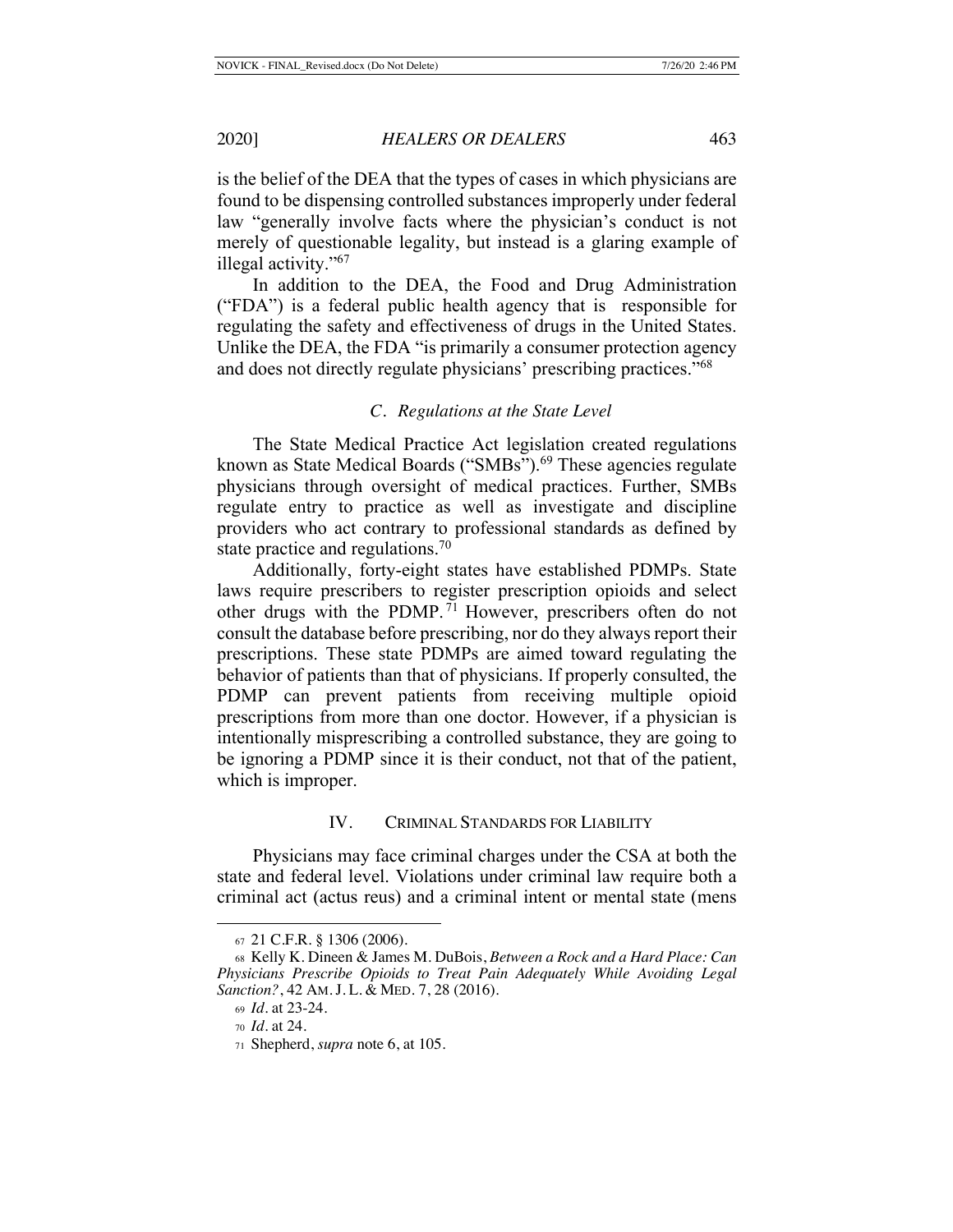is the belief of the DEA that the types of cases in which physicians are found to be dispensing controlled substances improperly under federal law "generally involve facts where the physician's conduct is not merely of questionable legality, but instead is a glaring example of illegal activity."[67]

In addition to the DEA, the Food and Drug Administration ("FDA") is a federal public health agency that is responsible for regulating the safety and effectiveness of drugs in the United States. Unlike the DEA, the FDA "is primarily a consumer protection agency and does not directly regulate physicians' prescribing practices."[68]

### *C. Regulations at the State Level*

The State Medical Practice Act legislation created regulations known as State Medical Boards ("SMBs").[69] These agencies regulate physicians through oversight of medical practices. Further, SMBs regulate entry to practice as well as investigate and discipline providers who act contrary to professional standards as defined by state practice and regulations.[70]

Additionally, forty-eight states have established PDMPs. State laws require prescribers to register prescription opioids and select other drugs with the PDMP.[71] However, prescribers often do not consult the database before prescribing, nor do they always report their prescriptions. These state PDMPs are aimed toward regulating the behavior of patients than that of physicians. If properly consulted, the PDMP can prevent patients from receiving multiple opioid prescriptions from more than one doctor. However, if a physician is intentionally misprescribing a controlled substance, they are going to be ignoring a PDMP since it is their conduct, not that of the patient, which is improper.

## IV. CRIMINAL STANDARDS FOR LIABILITY

Physicians may face criminal charges under the CSA at both the state and federal level. Violations under criminal law require both a criminal act (actus reus) and a criminal intent or mental state (mens

---

[67] 21 C.F.R. § 1306 (2006).

[68] Kelly K. Dineen & James M. DuBois, *Between a Rock and a Hard Place: Can Physicians Prescribe Opioids to Treat Pain Adequately While Avoiding Legal Sanction?*, 42 AM. J. L. & MED. 7, 28 (2016).

[69] *Id.* at 23-24.

[70] *Id.* at 24.

[71] Shepherd, *supra* note 6, at 105.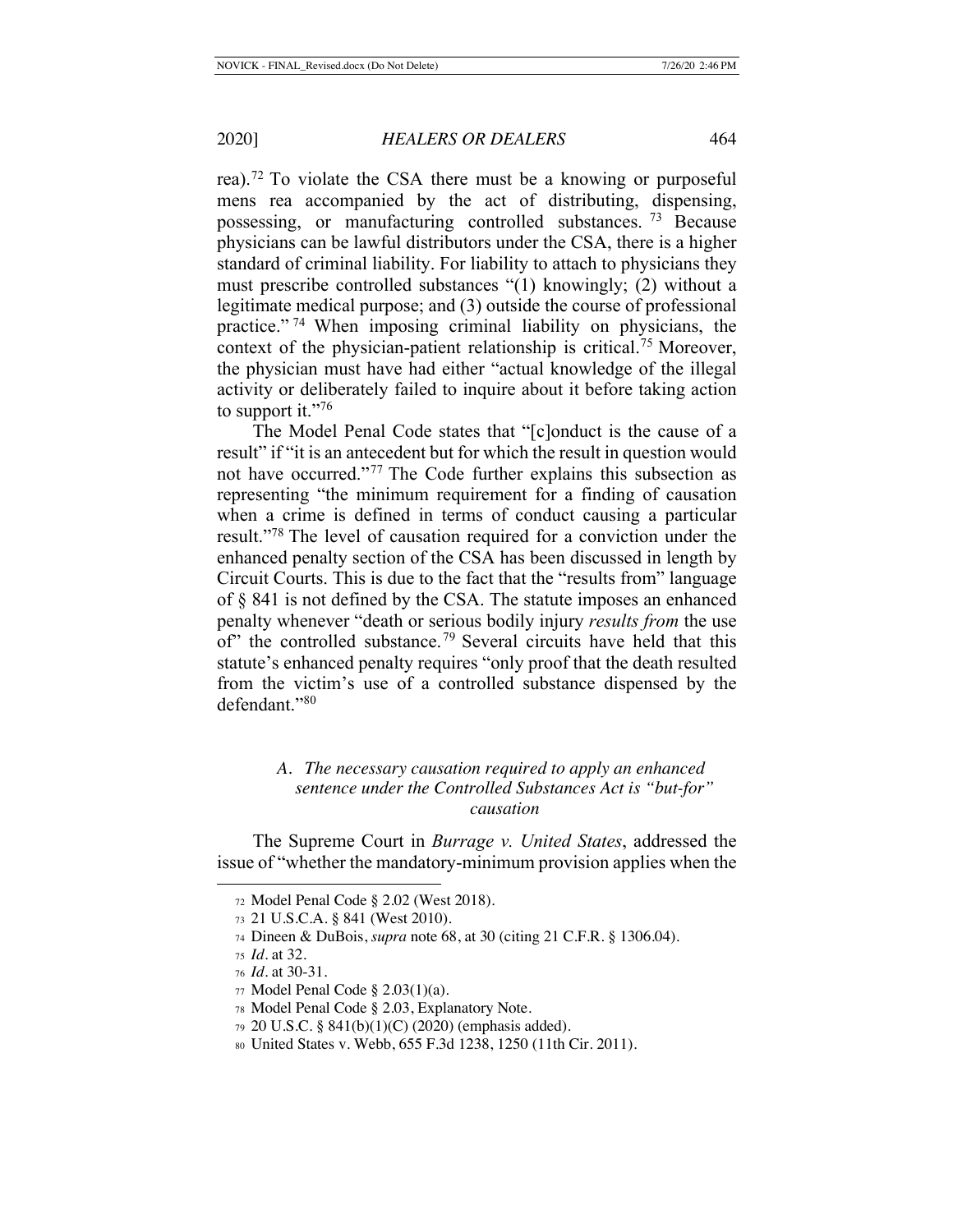rea).[72] To violate the CSA there must be a knowing or purposeful mens rea accompanied by the act of distributing, dispensing, possessing, or manufacturing controlled substances. [73] Because physicians can be lawful distributors under the CSA, there is a higher standard of criminal liability. For liability to attach to physicians they must prescribe controlled substances "(1) knowingly; (2) without a legitimate medical purpose; and (3) outside the course of professional practice." [74] When imposing criminal liability on physicians, the context of the physician-patient relationship is critical.[75] Moreover, the physician must have had either "actual knowledge of the illegal activity or deliberately failed to inquire about it before taking action to support it."[76]

The Model Penal Code states that "[c]onduct is the cause of a result" if "it is an antecedent but for which the result in question would not have occurred."[77] The Code further explains this subsection as representing "the minimum requirement for a finding of causation when a crime is defined in terms of conduct causing a particular result."[78] The level of causation required for a conviction under the enhanced penalty section of the CSA has been discussed in length by Circuit Courts. This is due to the fact that the "results from" language of § 841 is not defined by the CSA. The statute imposes an enhanced penalty whenever "death or serious bodily injury *results from* the use of" the controlled substance.[79] Several circuits have held that this statute's enhanced penalty requires "only proof that the death resulted from the victim's use of a controlled substance dispensed by the defendant."[80]

### *A. The necessary causation required to apply an enhanced sentence under the Controlled Substances Act is "but-for" causation*

The Supreme Court in *Burrage v. United States*, addressed the issue of "whether the mandatory-minimum provision applies when the

---

72 Model Penal Code § 2.02 (West 2018).

73 21 U.S.C.A. § 841 (West 2010).

74 Dineen & DuBois, *supra* note 68, at 30 (citing 21 C.F.R. § 1306.04).

75 *Id.* at 32.

76 *Id.* at 30-31.

77 Model Penal Code § 2.03(1)(a).

78 Model Penal Code § 2.03, Explanatory Note.

79 20 U.S.C. § 841(b)(1)(C) (2020) (emphasis added).

80 United States v. Webb, 655 F.3d 1238, 1250 (11th Cir. 2011).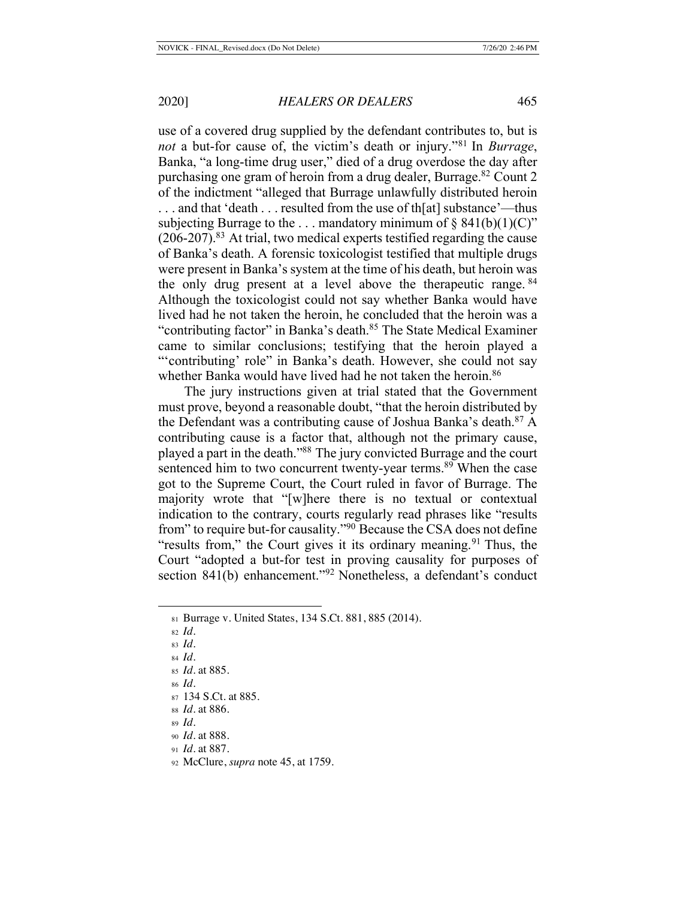use of a covered drug supplied by the defendant contributes to, but is *not* a but-for cause of, the victim's death or injury."[81] In *Burrage*, Banka, "a long-time drug user," died of a drug overdose the day after purchasing one gram of heroin from a drug dealer, Burrage.[82] Count 2 of the indictment "alleged that Burrage unlawfully distributed heroin . . . and that 'death . . . resulted from the use of th[at] substance'—thus subjecting Burrage to the . . . mandatory minimum of § 841(b)(1)(C)" (206-207).[83] At trial, two medical experts testified regarding the cause of Banka's death. A forensic toxicologist testified that multiple drugs were present in Banka's system at the time of his death, but heroin was the only drug present at a level above the therapeutic range.[84] Although the toxicologist could not say whether Banka would have lived had he not taken the heroin, he concluded that the heroin was a "contributing factor" in Banka's death.[85] The State Medical Examiner came to similar conclusions; testifying that the heroin played a "'contributing' role" in Banka's death. However, she could not say whether Banka would have lived had he not taken the heroin.[86]

The jury instructions given at trial stated that the Government must prove, beyond a reasonable doubt, "that the heroin distributed by the Defendant was a contributing cause of Joshua Banka's death.[87] A contributing cause is a factor that, although not the primary cause, played a part in the death."[88] The jury convicted Burrage and the court sentenced him to two concurrent twenty-year terms.[89] When the case got to the Supreme Court, the Court ruled in favor of Burrage. The majority wrote that "[w]here there is no textual or contextual indication to the contrary, courts regularly read phrases like "results from" to require but-for causality."[90] Because the CSA does not define "results from," the Court gives it its ordinary meaning.[91] Thus, the Court "adopted a but-for test in proving causality for purposes of section 841(b) enhancement."[92] Nonetheless, a defendant's conduct

---

81 Burrage v. United States, 134 S.Ct. 881, 885 (2014).

82 *Id.*

83 *Id.*

84 *Id.*

85 *Id.* at 885.

86 *Id.*

87 134 S.Ct. at 885.

88 *Id.* at 886.

89 *Id.*

90 *Id.* at 888.

91 *Id.* at 887.

92 McClure, *supra* note 45, at 1759.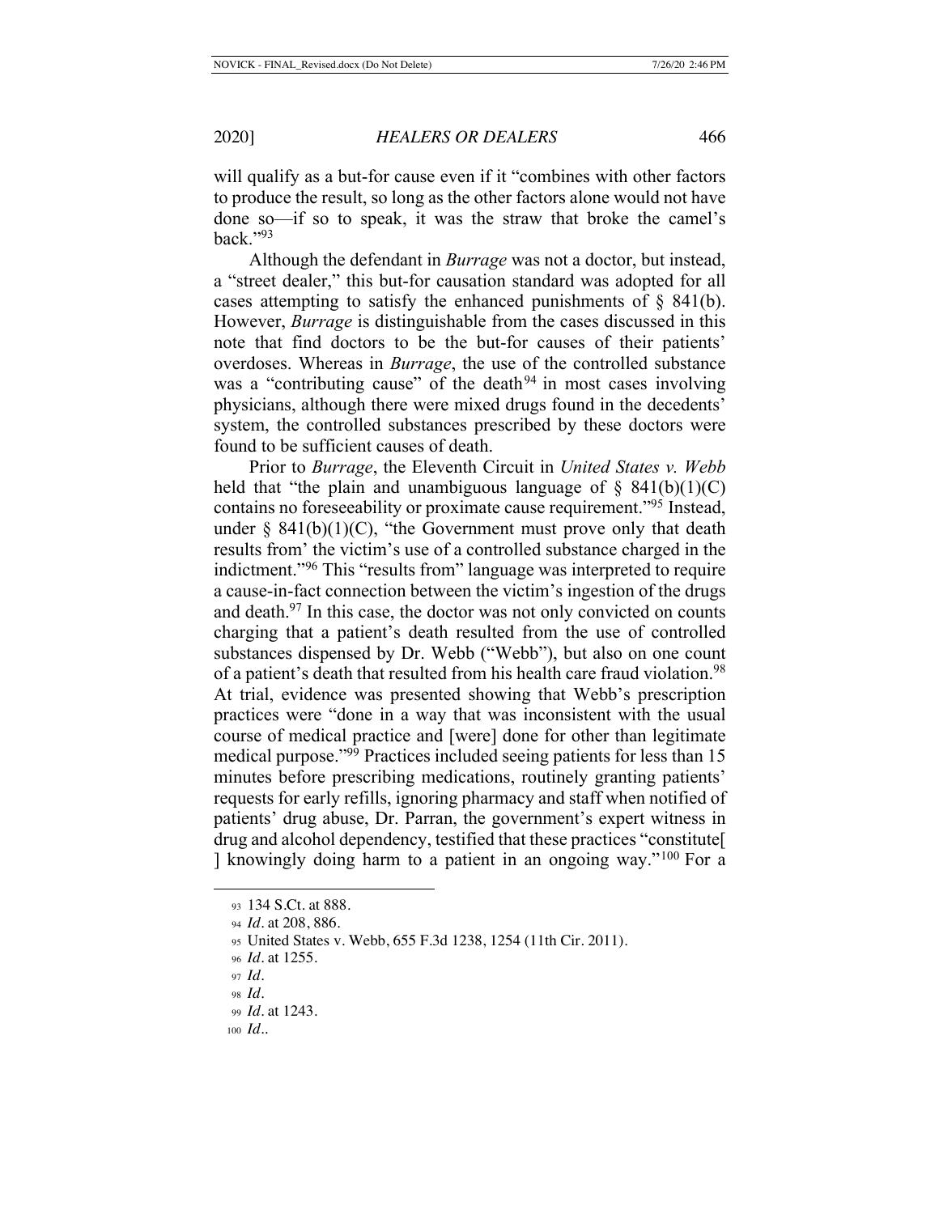will qualify as a but-for cause even if it "combines with other factors to produce the result, so long as the other factors alone would not have done so—if so to speak, it was the straw that broke the camel's back."[93]

Although the defendant in *Burrage* was not a doctor, but instead, a "street dealer," this but-for causation standard was adopted for all cases attempting to satisfy the enhanced punishments of § 841(b). However, *Burrage* is distinguishable from the cases discussed in this note that find doctors to be the but-for causes of their patients' overdoses. Whereas in *Burrage*, the use of the controlled substance was a "contributing cause" of the death[94] in most cases involving physicians, although there were mixed drugs found in the decedents' system, the controlled substances prescribed by these doctors were found to be sufficient causes of death.

Prior to *Burrage*, the Eleventh Circuit in *United States v. Webb* held that "the plain and unambiguous language of § 841(b)(1)(C) contains no foreseeability or proximate cause requirement."[95] Instead, under § 841(b)(1)(C), "the Government must prove only that death results from' the victim's use of a controlled substance charged in the indictment."[96] This "results from" language was interpreted to require a cause-in-fact connection between the victim's ingestion of the drugs and death.[97] In this case, the doctor was not only convicted on counts charging that a patient's death resulted from the use of controlled substances dispensed by Dr. Webb ("Webb"), but also on one count of a patient's death that resulted from his health care fraud violation.[98] At trial, evidence was presented showing that Webb's prescription practices were "done in a way that was inconsistent with the usual course of medical practice and [were] done for other than legitimate medical purpose."[99] Practices included seeing patients for less than 15 minutes before prescribing medications, routinely granting patients' requests for early refills, ignoring pharmacy and staff when notified of patients' drug abuse, Dr. Parran, the government's expert witness in drug and alcohol dependency, testified that these practices "constitute[ ] knowingly doing harm to a patient in an ongoing way."[100] For a

---

93 134 S.Ct. at 888.

94 *Id.* at 208, 886.

95 United States v. Webb, 655 F.3d 1238, 1254 (11th Cir. 2011).

96 *Id.* at 1255.

97 *Id.*

98 *Id.*

99 *Id.* at 1243.

100 *Id.*.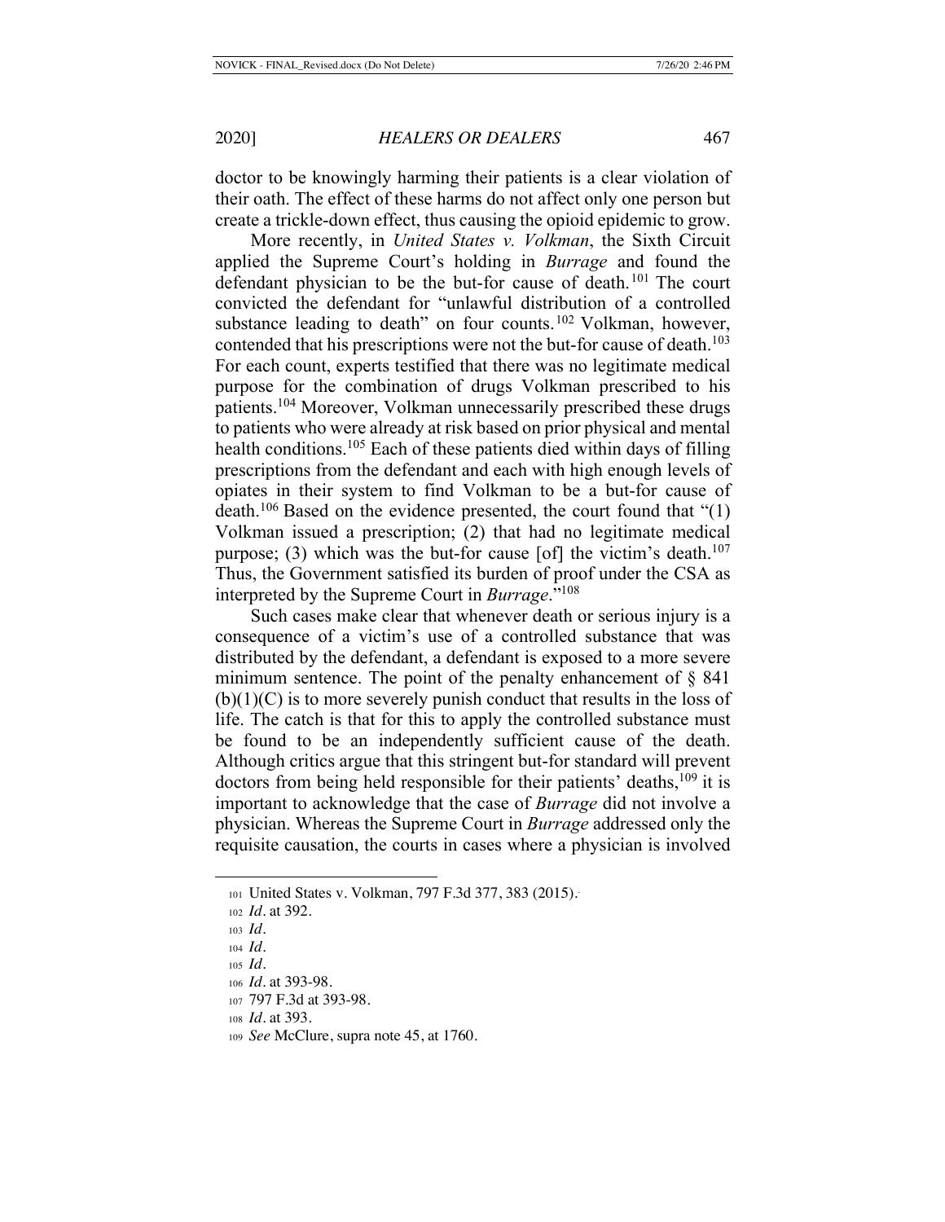doctor to be knowingly harming their patients is a clear violation of their oath. The effect of these harms do not affect only one person but create a trickle-down effect, thus causing the opioid epidemic to grow.

More recently, in *United States v. Volkman*, the Sixth Circuit applied the Supreme Court's holding in *Burrage* and found the defendant physician to be the but-for cause of death.[101] The court convicted the defendant for "unlawful distribution of a controlled substance leading to death" on four counts.[102] Volkman, however, contended that his prescriptions were not the but-for cause of death.[103] For each count, experts testified that there was no legitimate medical purpose for the combination of drugs Volkman prescribed to his patients.[104] Moreover, Volkman unnecessarily prescribed these drugs to patients who were already at risk based on prior physical and mental health conditions.[105] Each of these patients died within days of filling prescriptions from the defendant and each with high enough levels of opiates in their system to find Volkman to be a but-for cause of death.[106] Based on the evidence presented, the court found that "(1) Volkman issued a prescription; (2) that had no legitimate medical purpose; (3) which was the but-for cause [of] the victim's death.[107] Thus, the Government satisfied its burden of proof under the CSA as interpreted by the Supreme Court in *Burrage*."[108]

Such cases make clear that whenever death or serious injury is a consequence of a victim's use of a controlled substance that was distributed by the defendant, a defendant is exposed to a more severe minimum sentence. The point of the penalty enhancement of § 841 (b)(1)(C) is to more severely punish conduct that results in the loss of life. The catch is that for this to apply the controlled substance must be found to be an independently sufficient cause of the death. Although critics argue that this stringent but-for standard will prevent doctors from being held responsible for their patients' deaths,[109] it is important to acknowledge that the case of *Burrage* did not involve a physician. Whereas the Supreme Court in *Burrage* addressed only the requisite causation, the courts in cases where a physician is involved

---

101 United States v. Volkman, 797 F.3d 377, 383 (2015).

102 *Id.* at 392.

103 *Id.*

104 *Id.*

105 *Id.*

106 *Id.* at 393-98.

107 797 F.3d at 393-98.

108 *Id.* at 393.

109 *See* McClure, supra note 45, at 1760.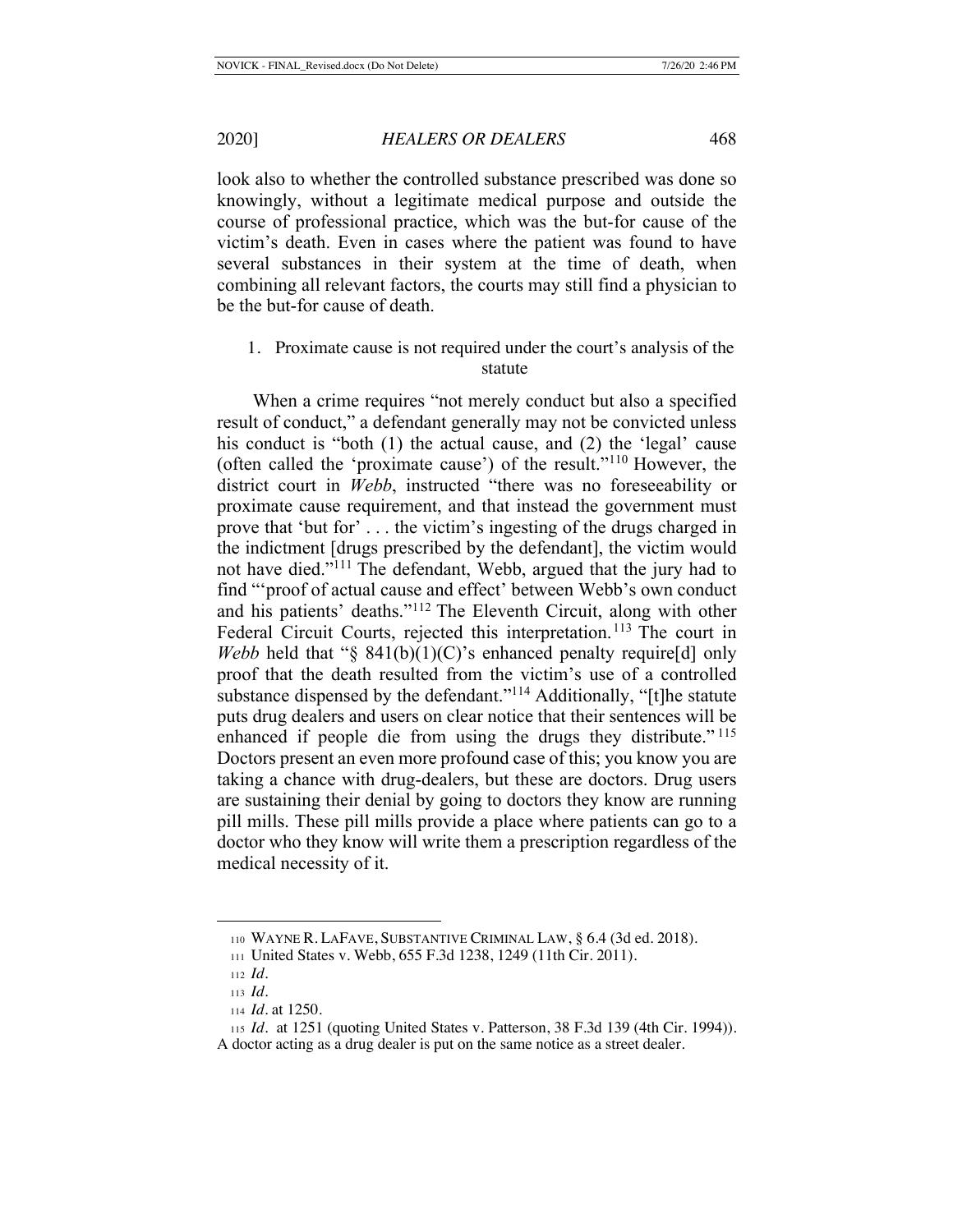look also to whether the controlled substance prescribed was done so knowingly, without a legitimate medical purpose and outside the course of professional practice, which was the but-for cause of the victim's death. Even in cases where the patient was found to have several substances in their system at the time of death, when combining all relevant factors, the courts may still find a physician to be the but-for cause of death.

### 1. Proximate cause is not required under the court's analysis of the statute

When a crime requires "not merely conduct but also a specified result of conduct," a defendant generally may not be convicted unless his conduct is "both (1) the actual cause, and (2) the 'legal' cause (often called the 'proximate cause') of the result."[110] However, the district court in *Webb*, instructed "there was no foreseeability or proximate cause requirement, and that instead the government must prove that 'but for' . . . the victim's ingesting of the drugs charged in the indictment [drugs prescribed by the defendant], the victim would not have died."[111] The defendant, Webb, argued that the jury had to find "'proof of actual cause and effect' between Webb's own conduct and his patients' deaths."[112] The Eleventh Circuit, along with other Federal Circuit Courts, rejected this interpretation.[113] The court in *Webb* held that "§ 841(b)(1)(C)'s enhanced penalty require[d] only proof that the death resulted from the victim's use of a controlled substance dispensed by the defendant."[114] Additionally, "[t]he statute puts drug dealers and users on clear notice that their sentences will be enhanced if people die from using the drugs they distribute."[115] Doctors present an even more profound case of this; you know you are taking a chance with drug-dealers, but these are doctors. Drug users are sustaining their denial by going to doctors they know are running pill mills. These pill mills provide a place where patients can go to a doctor who they know will write them a prescription regardless of the medical necessity of it.

---

110 WAYNE R. LAFAVE, SUBSTANTIVE CRIMINAL LAW, § 6.4 (3d ed. 2018).

111 United States v. Webb, 655 F.3d 1238, 1249 (11th Cir. 2011).

112 *Id.*

113 *Id.*

114 *Id.* at 1250.

115 *Id.* at 1251 (quoting United States v. Patterson, 38 F.3d 139 (4th Cir. 1994)). A doctor acting as a drug dealer is put on the same notice as a street dealer.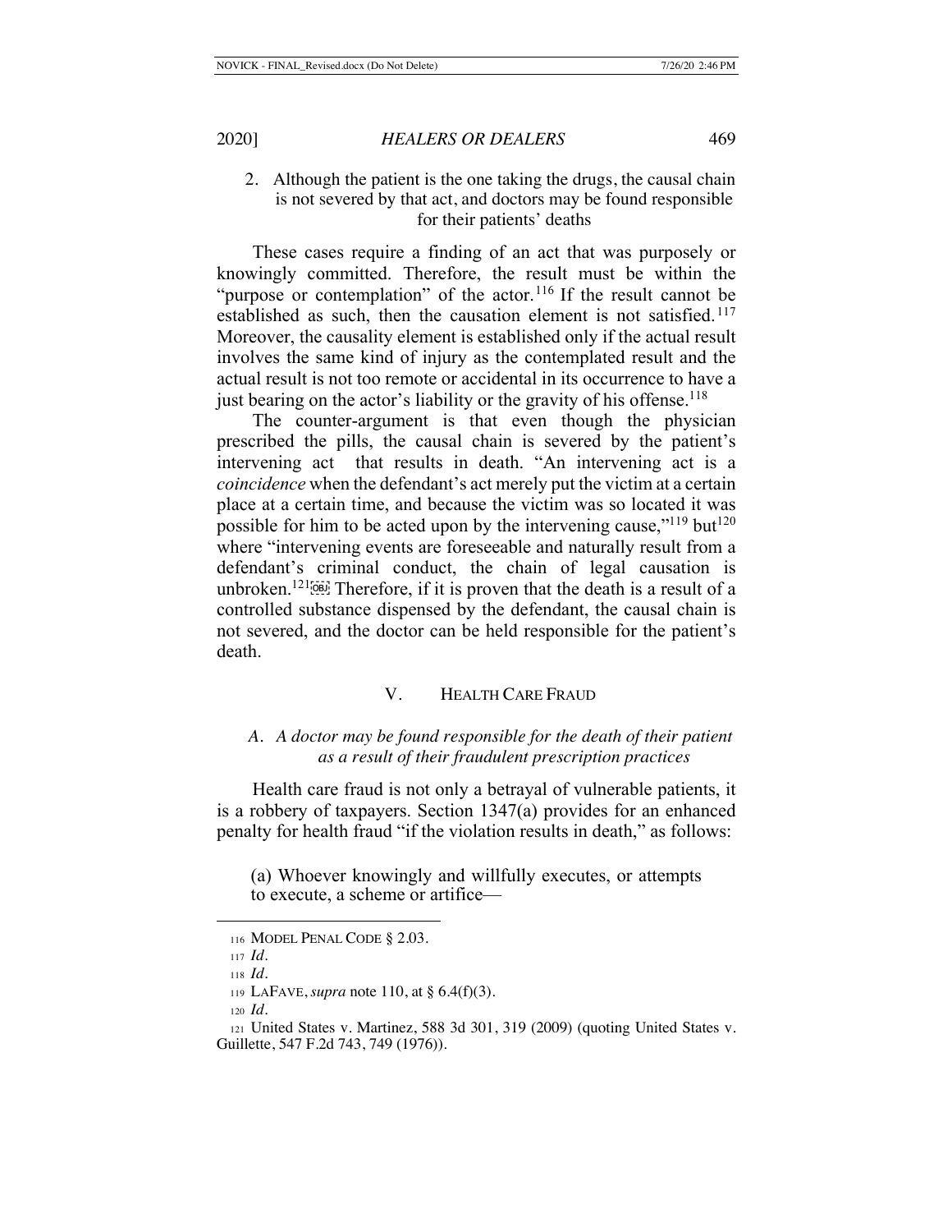2. Although the patient is the one taking the drugs, the causal chain is not severed by that act, and doctors may be found responsible for their patients' deaths

These cases require a finding of an act that was purposely or knowingly committed. Therefore, the result must be within the "purpose or contemplation" of the actor.[116] If the result cannot be established as such, then the causation element is not satisfied.[117] Moreover, the causality element is established only if the actual result involves the same kind of injury as the contemplated result and the actual result is not too remote or accidental in its occurrence to have a just bearing on the actor's liability or the gravity of his offense.[118]

The counter-argument is that even though the physician prescribed the pills, the causal chain is severed by the patient's intervening act that results in death. "An intervening act is a *coincidence* when the defendant's act merely put the victim at a certain place at a certain time, and because the victim was so located it was possible for him to be acted upon by the intervening cause,"[119] but[120] where "intervening events are foreseeable and naturally result from a defendant's criminal conduct, the chain of legal causation is unbroken.[121] Therefore, if it is proven that the death is a result of a controlled substance dispensed by the defendant, the causal chain is not severed, and the doctor can be held responsible for the patient's death.

## V. HEALTH CARE FRAUD

### *A. A doctor may be found responsible for the death of their patient as a result of their fraudulent prescription practices*

Health care fraud is not only a betrayal of vulnerable patients, it is a robbery of taxpayers. Section 1347(a) provides for an enhanced penalty for health fraud "if the violation results in death," as follows:

> (a) Whoever knowingly and willfully executes, or attempts to execute, a scheme or artifice—

---

116 MODEL PENAL CODE § 2.03.

117 *Id.*

118 *Id.*

119 LAFAVE, *supra* note 110, at § 6.4(f)(3).

120 *Id.*

121 United States v. Martinez, 588 3d 301, 319 (2009) (quoting United States v. Guillette, 547 F.2d 743, 749 (1976)).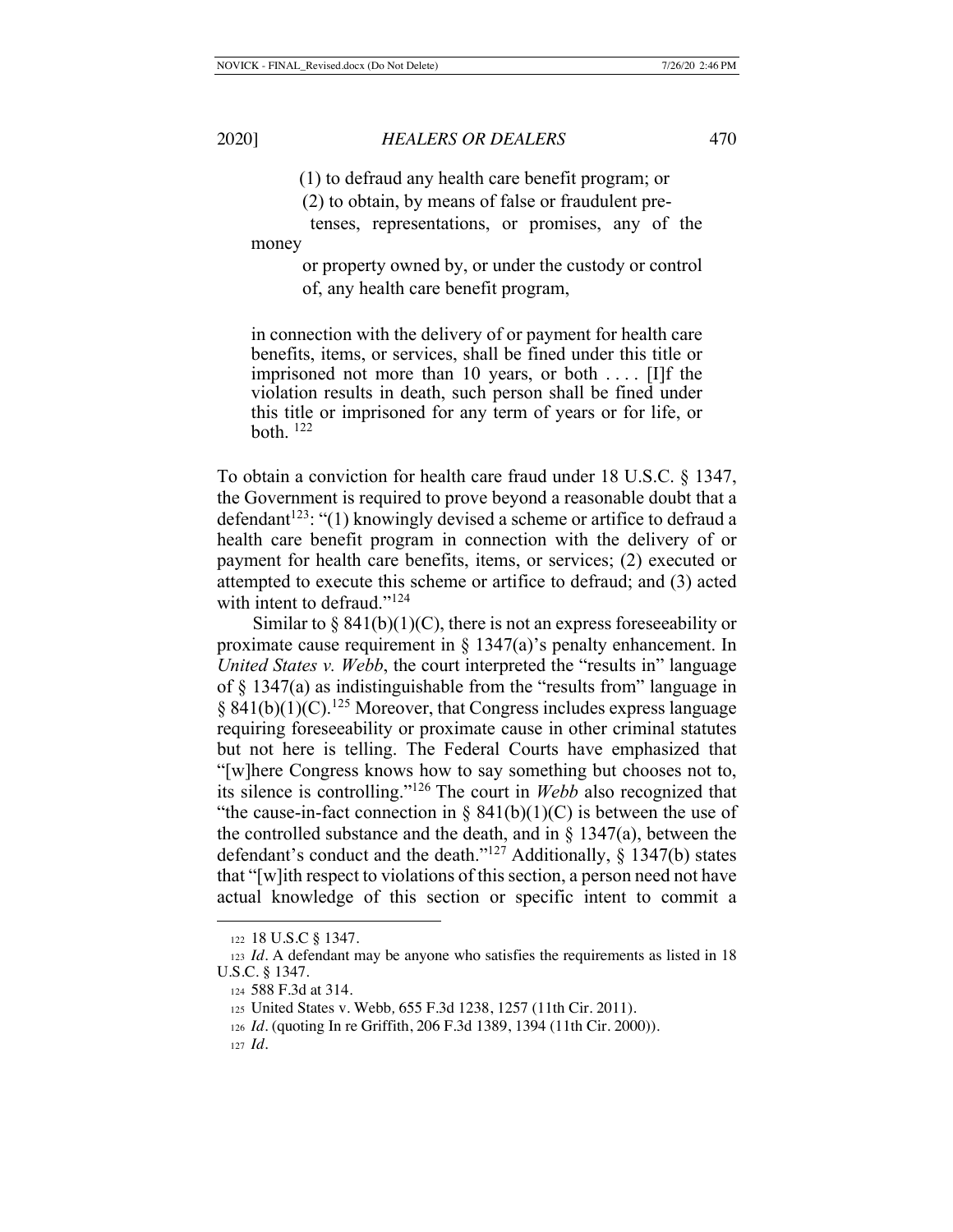(1) to defraud any health care benefit program; or

(2) to obtain, by means of false or fraudulent pretenses, representations, or promises, any of the money or property owned by, or under the custody or control of, any health care benefit program,

> in connection with the delivery of or payment for health care benefits, items, or services, shall be fined under this title or imprisoned not more than 10 years, or both . . . . [I]f the violation results in death, such person shall be fined under this title or imprisoned for any term of years or for life, or both. [122]

To obtain a conviction for health care fraud under 18 U.S.C. § 1347, the Government is required to prove beyond a reasonable doubt that a defendant[123]: "(1) knowingly devised a scheme or artifice to defraud a health care benefit program in connection with the delivery of or payment for health care benefits, items, or services; (2) executed or attempted to execute this scheme or artifice to defraud; and (3) acted with intent to defraud."[124]

Similar to § 841(b)(1)(C), there is not an express foreseeability or proximate cause requirement in § 1347(a)'s penalty enhancement. In *United States v. Webb*, the court interpreted the "results in" language of § 1347(a) as indistinguishable from the "results from" language in § 841(b)(1)(C).[125] Moreover, that Congress includes express language requiring foreseeability or proximate cause in other criminal statutes but not here is telling. The Federal Courts have emphasized that "[w]here Congress knows how to say something but chooses not to, its silence is controlling."[126] The court in *Webb* also recognized that "the cause-in-fact connection in § 841(b)(1)(C) is between the use of the controlled substance and the death, and in § 1347(a), between the defendant's conduct and the death."[127] Additionally, § 1347(b) states that "[w]ith respect to violations of this section, a person need not have actual knowledge of this section or specific intent to commit a

---

122 18 U.S.C § 1347.

123 *Id*. A defendant may be anyone who satisfies the requirements as listed in 18 U.S.C. § 1347.

124 588 F.3d at 314.

125 United States v. Webb, 655 F.3d 1238, 1257 (11th Cir. 2011).

126 *Id*. (quoting In re Griffith, 206 F.3d 1389, 1394 (11th Cir. 2000)).

127 *Id*.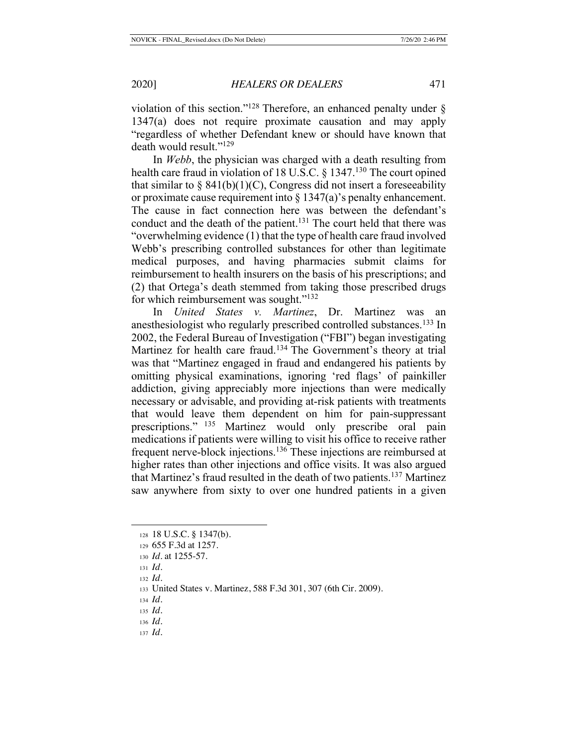violation of this section."[128] Therefore, an enhanced penalty under § 1347(a) does not require proximate causation and may apply "regardless of whether Defendant knew or should have known that death would result."[129]

In *Webb*, the physician was charged with a death resulting from health care fraud in violation of 18 U.S.C. § 1347.[130] The court opined that similar to § 841(b)(1)(C), Congress did not insert a foreseeability or proximate cause requirement into § 1347(a)'s penalty enhancement. The cause in fact connection here was between the defendant's conduct and the death of the patient.[131] The court held that there was "overwhelming evidence (1) that the type of health care fraud involved Webb's prescribing controlled substances for other than legitimate medical purposes, and having pharmacies submit claims for reimbursement to health insurers on the basis of his prescriptions; and (2) that Ortega's death stemmed from taking those prescribed drugs for which reimbursement was sought."[132]

In *United States v. Martinez*, Dr. Martinez was an anesthesiologist who regularly prescribed controlled substances.[133] In 2002, the Federal Bureau of Investigation ("FBI") began investigating Martinez for health care fraud.[134] The Government's theory at trial was that "Martinez engaged in fraud and endangered his patients by omitting physical examinations, ignoring 'red flags' of painkiller addiction, giving appreciably more injections than were medically necessary or advisable, and providing at-risk patients with treatments that would leave them dependent on him for pain-suppressant prescriptions." [135] Martinez would only prescribe oral pain medications if patients were willing to visit his office to receive rather frequent nerve-block injections.[136] These injections are reimbursed at higher rates than other injections and office visits. It was also argued that Martinez's fraud resulted in the death of two patients.[137] Martinez saw anywhere from sixty to over one hundred patients in a given

---

128 18 U.S.C. § 1347(b).

129 655 F.3d at 1257.

130 *Id.* at 1255-57.

131 *Id.*

132 *Id.*

133 United States v. Martinez, 588 F.3d 301, 307 (6th Cir. 2009).

134 *Id.*

135 *Id.*

136 *Id.*

137 *Id.*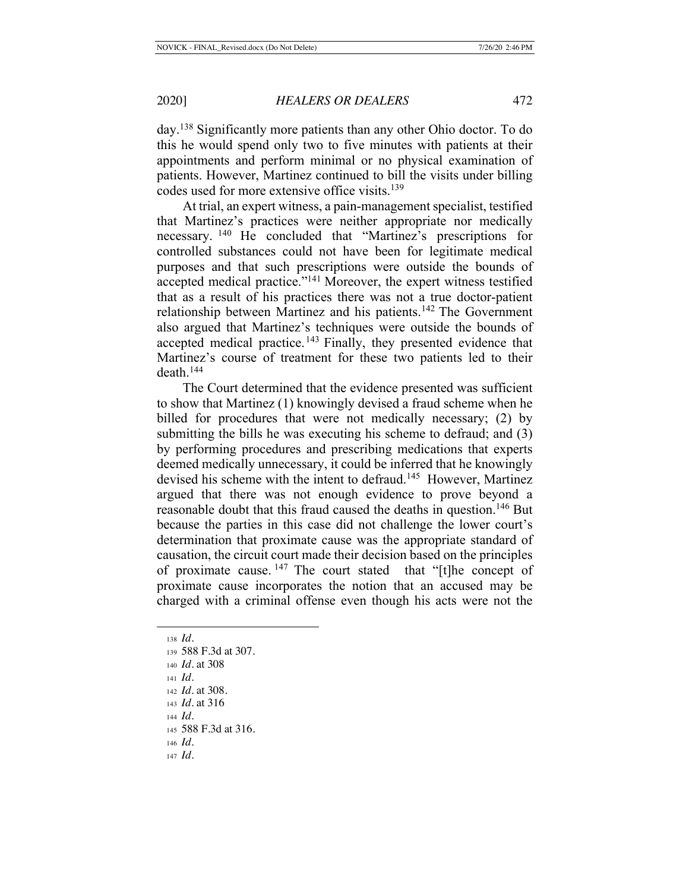day.[138] Significantly more patients than any other Ohio doctor. To do this he would spend only two to five minutes with patients at their appointments and perform minimal or no physical examination of patients. However, Martinez continued to bill the visits under billing codes used for more extensive office visits.[139]

At trial, an expert witness, a pain-management specialist, testified that Martinez's practices were neither appropriate nor medically necessary. [140] He concluded that "Martinez's prescriptions for controlled substances could not have been for legitimate medical purposes and that such prescriptions were outside the bounds of accepted medical practice."[141] Moreover, the expert witness testified that as a result of his practices there was not a true doctor-patient relationship between Martinez and his patients.[142] The Government also argued that Martinez's techniques were outside the bounds of accepted medical practice.[143] Finally, they presented evidence that Martinez's course of treatment for these two patients led to their death.[144]

The Court determined that the evidence presented was sufficient to show that Martinez (1) knowingly devised a fraud scheme when he billed for procedures that were not medically necessary; (2) by submitting the bills he was executing his scheme to defraud; and (3) by performing procedures and prescribing medications that experts deemed medically unnecessary, it could be inferred that he knowingly devised his scheme with the intent to defraud.[145] However, Martinez argued that there was not enough evidence to prove beyond a reasonable doubt that this fraud caused the deaths in question.[146] But because the parties in this case did not challenge the lower court's determination that proximate cause was the appropriate standard of causation, the circuit court made their decision based on the principles of proximate cause. [147] The court stated that "[t]he concept of proximate cause incorporates the notion that an accused may be charged with a criminal offense even though his acts were not the

---

138 *Id.*

139 588 F.3d at 307.

140 *Id.* at 308

141 *Id.*

142 *Id.* at 308.

143 *Id.* at 316

144 *Id.*

145 588 F.3d at 316.

146 *Id.*

147 *Id.*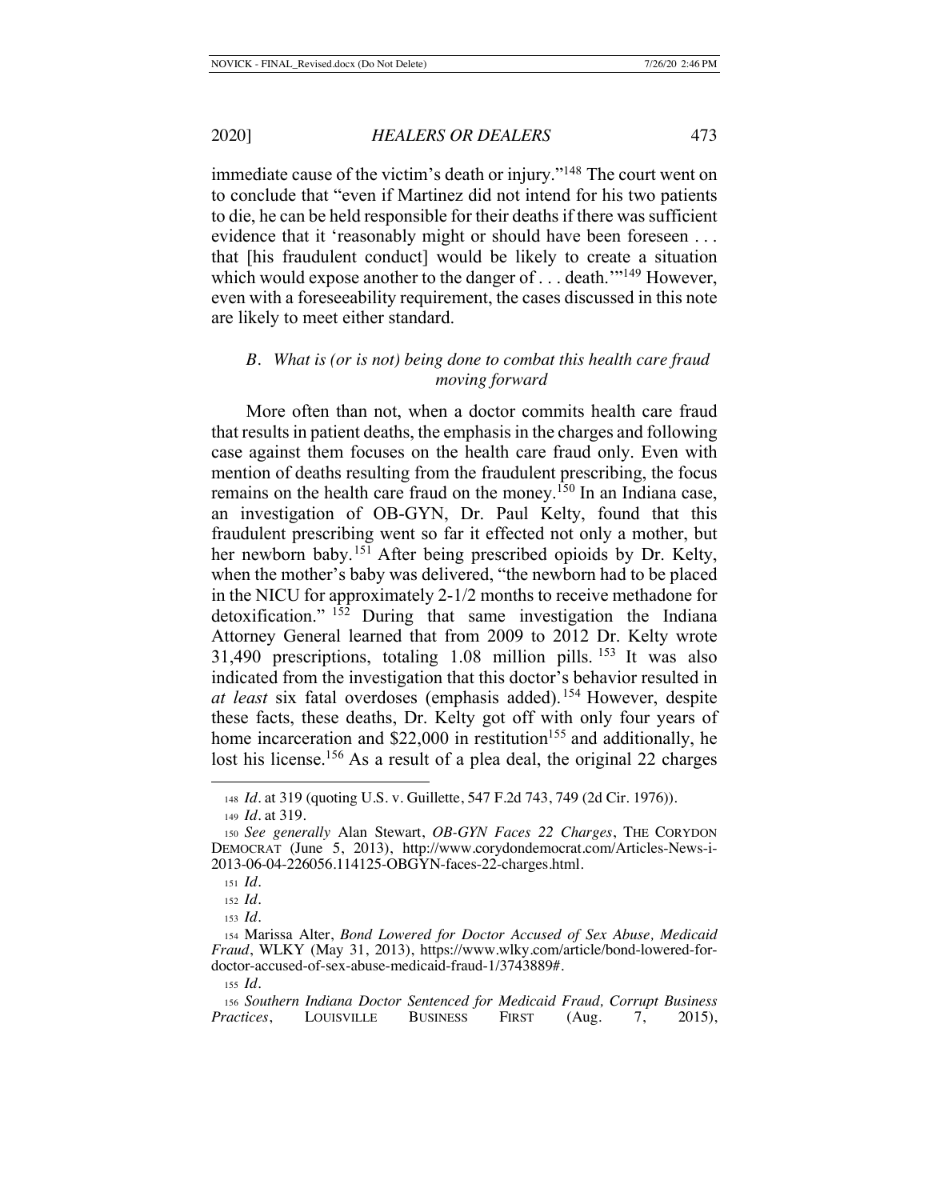immediate cause of the victim's death or injury."[148] The court went on to conclude that "even if Martinez did not intend for his two patients to die, he can be held responsible for their deaths if there was sufficient evidence that it 'reasonably might or should have been foreseen . . . that [his fraudulent conduct] would be likely to create a situation which would expose another to the danger of . . . death.'"[149] However, even with a foreseeability requirement, the cases discussed in this note are likely to meet either standard.

### *B. What is (or is not) being done to combat this health care fraud moving forward*

More often than not, when a doctor commits health care fraud that results in patient deaths, the emphasis in the charges and following case against them focuses on the health care fraud only. Even with mention of deaths resulting from the fraudulent prescribing, the focus remains on the health care fraud on the money.[150] In an Indiana case, an investigation of OB-GYN, Dr. Paul Kelty, found that this fraudulent prescribing went so far it effected not only a mother, but her newborn baby.[151] After being prescribed opioids by Dr. Kelty, when the mother's baby was delivered, "the newborn had to be placed in the NICU for approximately 2-1/2 months to receive methadone for detoxification."[152] During that same investigation the Indiana Attorney General learned that from 2009 to 2012 Dr. Kelty wrote 31,490 prescriptions, totaling 1.08 million pills.[153] It was also indicated from the investigation that this doctor's behavior resulted in *at least* six fatal overdoses (emphasis added).[154] However, despite these facts, these deaths, Dr. Kelty got off with only four years of home incarceration and $22,000 in restitution[155] and additionally, he lost his license.[156] As a result of a plea deal, the original 22 charges

---

148 *Id.* at 319 (quoting U.S. v. Guillette, 547 F.2d 743, 749 (2d Cir. 1976)).

149 *Id.* at 319.

150 *See generally* Alan Stewart, *OB-GYN Faces 22 Charges*, THE CORYDON DEMOCRAT (June 5, 2013), http://www.corydondemocrat.com/Articles-News-i-2013-06-04-226056.114125-OBGYN-faces-22-charges.html.

151 *Id.*

152 *Id.*

153 *Id.*

154 Marissa Alter, *Bond Lowered for Doctor Accused of Sex Abuse, Medicaid Fraud*, WLKY (May 31, 2013), https://www.wlky.com/article/bond-lowered-for-doctor-accused-of-sex-abuse-medicaid-fraud-1/3743889#.

155 *Id.*

156 *Southern Indiana Doctor Sentenced for Medicaid Fraud, Corrupt Business Practices*, LOUISVILLE BUSINESS FIRST (Aug. 7, 2015),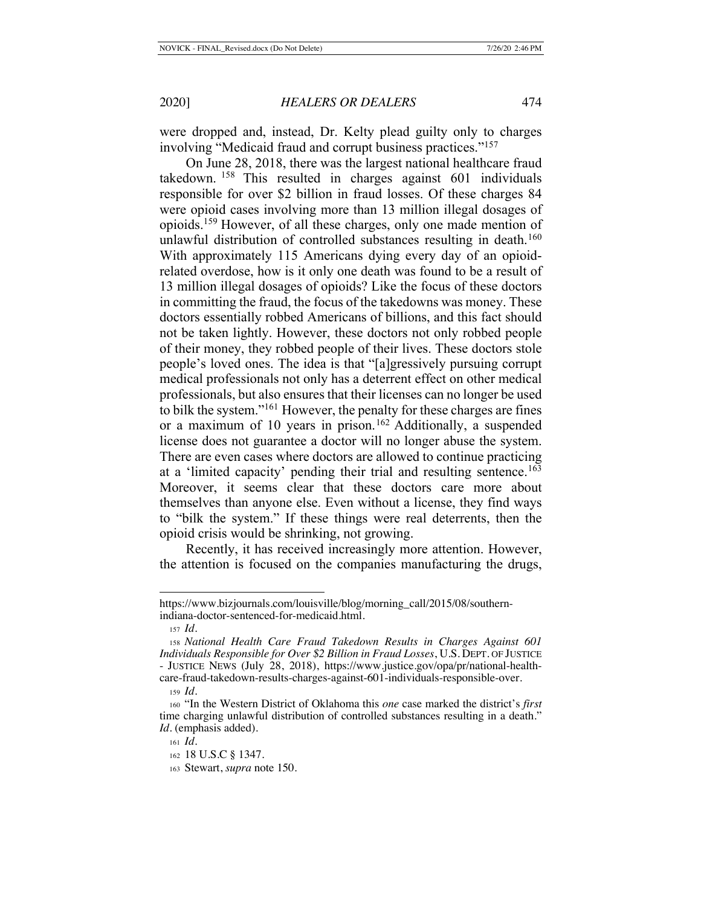were dropped and, instead, Dr. Kelty plead guilty only to charges involving "Medicaid fraud and corrupt business practices."[157]

On June 28, 2018, there was the largest national healthcare fraud takedown.[158] This resulted in charges against 601 individuals responsible for over $2 billion in fraud losses. Of these charges 84 were opioid cases involving more than 13 million illegal dosages of opioids.[159] However, of all these charges, only one made mention of unlawful distribution of controlled substances resulting in death.[160] With approximately 115 Americans dying every day of an opioid-related overdose, how is it only one death was found to be a result of 13 million illegal dosages of opioids? Like the focus of these doctors in committing the fraud, the focus of the takedowns was money. These doctors essentially robbed Americans of billions, and this fact should not be taken lightly. However, these doctors not only robbed people of their money, they robbed people of their lives. These doctors stole people's loved ones. The idea is that "[a]ggressively pursuing corrupt medical professionals not only has a deterrent effect on other medical professionals, but also ensures that their licenses can no longer be used to bilk the system."[161] However, the penalty for these charges are fines or a maximum of 10 years in prison.[162] Additionally, a suspended license does not guarantee a doctor will no longer abuse the system. There are even cases where doctors are allowed to continue practicing at a 'limited capacity' pending their trial and resulting sentence.[163] Moreover, it seems clear that these doctors care more about themselves than anyone else. Even without a license, they find ways to "bilk the system." If these things were real deterrents, then the opioid crisis would be shrinking, not growing.

Recently, it has received increasingly more attention. However, the attention is focused on the companies manufacturing the drugs,

---

https://www.bizjournals.com/louisville/blog/morning_call/2015/08/southern-indiana-doctor-sentenced-for-medicaid.html.

[157] *Id.*

[158] *National Health Care Fraud Takedown Results in Charges Against 601 Individuals Responsible for Over $2 Billion in Fraud Losses*, U.S. DEPT. OF JUSTICE - JUSTICE NEWS (July 28, 2018), https://www.justice.gov/opa/pr/national-health-care-fraud-takedown-results-charges-against-601-individuals-responsible-over.

[159] *Id.*

[160] "In the Western District of Oklahoma this *one* case marked the district's *first* time charging unlawful distribution of controlled substances resulting in a death." *Id.* (emphasis added).

[161] *Id.*

[162] 18 U.S.C § 1347.

[163] Stewart, *supra* note 150.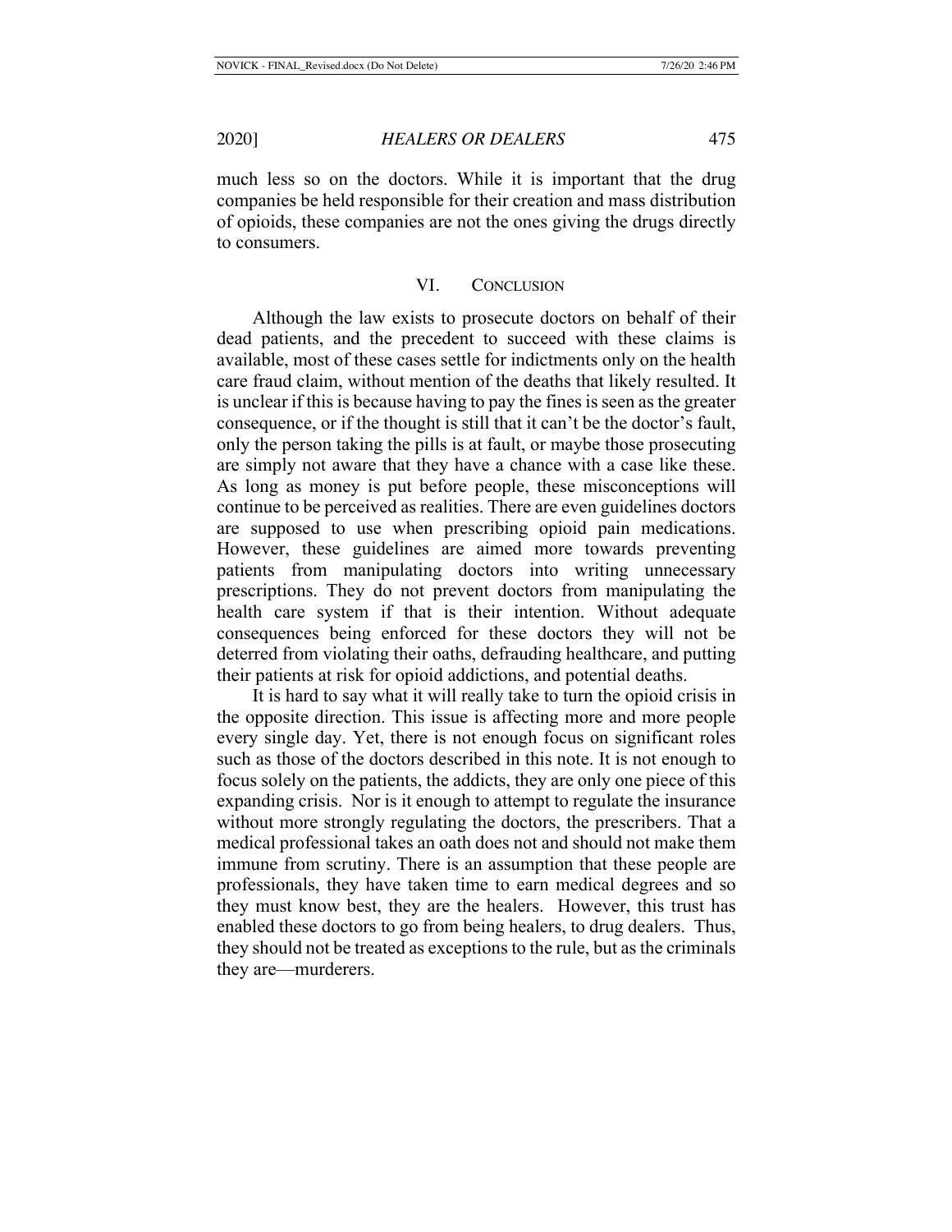much less so on the doctors. While it is important that the drug companies be held responsible for their creation and mass distribution of opioids, these companies are not the ones giving the drugs directly to consumers.

## VI. CONCLUSION

Although the law exists to prosecute doctors on behalf of their dead patients, and the precedent to succeed with these claims is available, most of these cases settle for indictments only on the health care fraud claim, without mention of the deaths that likely resulted. It is unclear if this is because having to pay the fines is seen as the greater consequence, or if the thought is still that it can't be the doctor's fault, only the person taking the pills is at fault, or maybe those prosecuting are simply not aware that they have a chance with a case like these. As long as money is put before people, these misconceptions will continue to be perceived as realities. There are even guidelines doctors are supposed to use when prescribing opioid pain medications. However, these guidelines are aimed more towards preventing patients from manipulating doctors into writing unnecessary prescriptions. They do not prevent doctors from manipulating the health care system if that is their intention. Without adequate consequences being enforced for these doctors they will not be deterred from violating their oaths, defrauding healthcare, and putting their patients at risk for opioid addictions, and potential deaths.

It is hard to say what it will really take to turn the opioid crisis in the opposite direction. This issue is affecting more and more people every single day. Yet, there is not enough focus on significant roles such as those of the doctors described in this note. It is not enough to focus solely on the patients, the addicts, they are only one piece of this expanding crisis. Nor is it enough to attempt to regulate the insurance without more strongly regulating the doctors, the prescribers. That a medical professional takes an oath does not and should not make them immune from scrutiny. There is an assumption that these people are professionals, they have taken time to earn medical degrees and so they must know best, they are the healers. However, this trust has enabled these doctors to go from being healers, to drug dealers. Thus, they should not be treated as exceptions to the rule, but as the criminals they are—murderers.